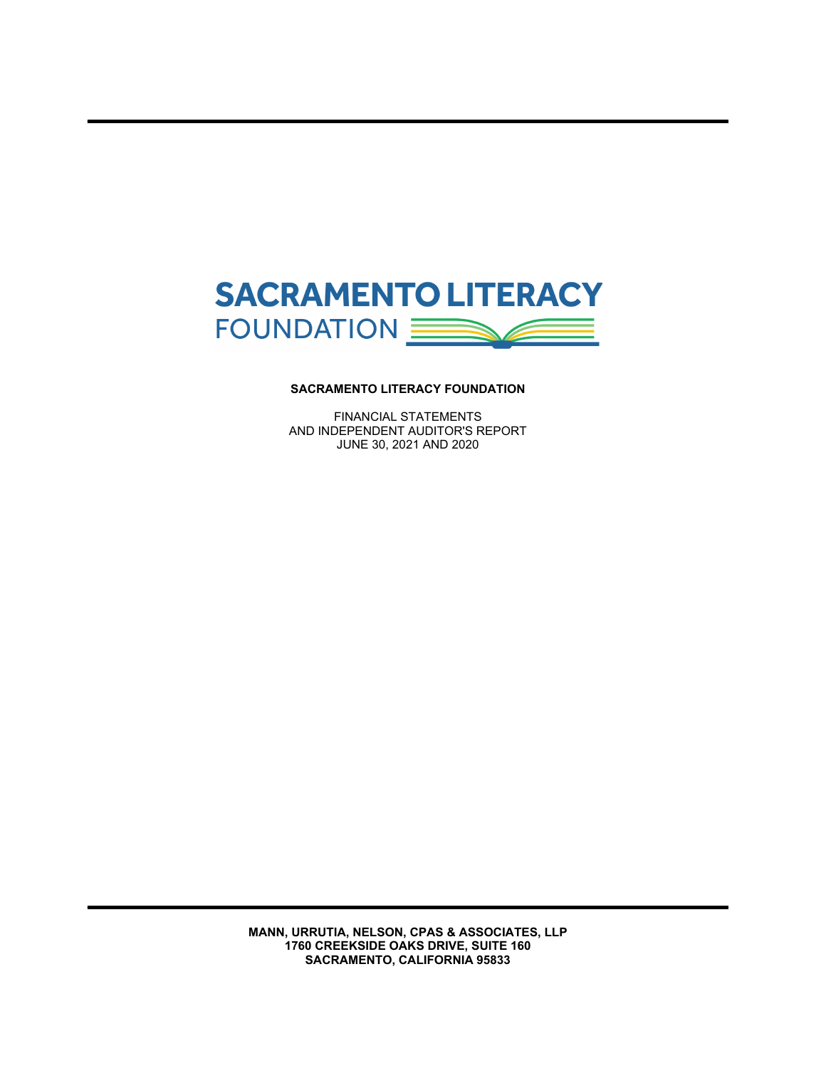SACRAMENTO LITERACY
FOUNDATION

**SACRAMENTO LITERACY FOUNDATION**

FINANCIAL STATEMENTS
AND INDEPENDENT AUDITOR'S REPORT
JUNE 30, 2021 AND 2020

**MANN, URRUTIA, NELSON, CPAS & ASSOCIATES, LLP**
**1760 CREEKSIDE OAKS DRIVE, SUITE 160**
**SACRAMENTO, CALIFORNIA 95833**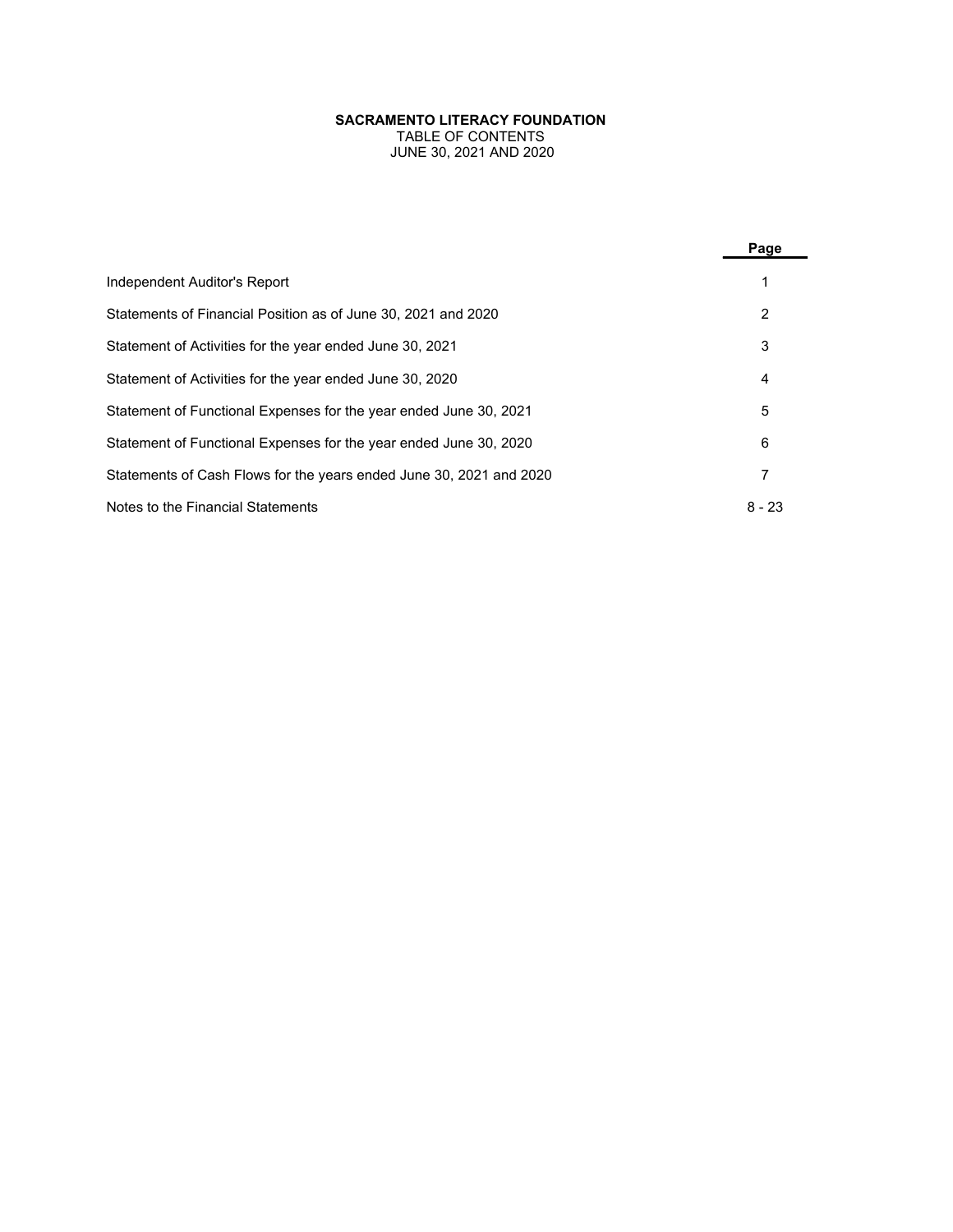**SACRAMENTO LITERACY FOUNDATION**
TABLE OF CONTENTS
JUNE 30, 2021 AND 2020

| | Page |
|---|---|
| Independent Auditor's Report | 1 |
| Statements of Financial Position as of June 30, 2021 and 2020 | 2 |
| Statement of Activities for the year ended June 30, 2021 | 3 |
| Statement of Activities for the year ended June 30, 2020 | 4 |
| Statement of Functional Expenses for the year ended June 30, 2021 | 5 |
| Statement of Functional Expenses for the year ended June 30, 2020 | 6 |
| Statements of Cash Flows for the years ended June 30, 2021 and 2020 | 7 |
| Notes to the Financial Statements | 8 - 23 |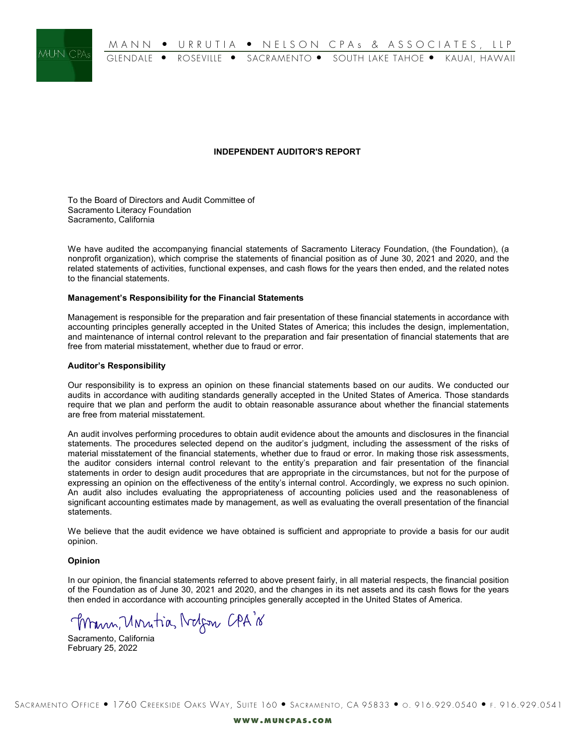# INDEPENDENT AUDITOR'S REPORT

To the Board of Directors and Audit Committee of
Sacramento Literacy Foundation
Sacramento, California

We have audited the accompanying financial statements of Sacramento Literacy Foundation, (the Foundation), (a nonprofit organization), which comprise the statements of financial position as of June 30, 2021 and 2020, and the related statements of activities, functional expenses, and cash flows for the years then ended, and the related notes to the financial statements.

**Management's Responsibility for the Financial Statements**

Management is responsible for the preparation and fair presentation of these financial statements in accordance with accounting principles generally accepted in the United States of America; this includes the design, implementation, and maintenance of internal control relevant to the preparation and fair presentation of financial statements that are free from material misstatement, whether due to fraud or error.

**Auditor's Responsibility**

Our responsibility is to express an opinion on these financial statements based on our audits. We conducted our audits in accordance with auditing standards generally accepted in the United States of America. Those standards require that we plan and perform the audit to obtain reasonable assurance about whether the financial statements are free from material misstatement.

An audit involves performing procedures to obtain audit evidence about the amounts and disclosures in the financial statements. The procedures selected depend on the auditor's judgment, including the assessment of the risks of material misstatement of the financial statements, whether due to fraud or error. In making those risk assessments, the auditor considers internal control relevant to the entity's preparation and fair presentation of the financial statements in order to design audit procedures that are appropriate in the circumstances, but not for the purpose of expressing an opinion on the effectiveness of the entity's internal control. Accordingly, we express no such opinion. An audit also includes evaluating the appropriateness of accounting policies used and the reasonableness of significant accounting estimates made by management, as well as evaluating the overall presentation of the financial statements.

We believe that the audit evidence we have obtained is sufficient and appropriate to provide a basis for our audit opinion.

**Opinion**

In our opinion, the financial statements referred to above present fairly, in all material respects, the financial position of the Foundation as of June 30, 2021 and 2020, and the changes in its net assets and its cash flows for the years then ended in accordance with accounting principles generally accepted in the United States of America.

Mann, Urrutia, Nelson CPA's

Sacramento, California
February 25, 2022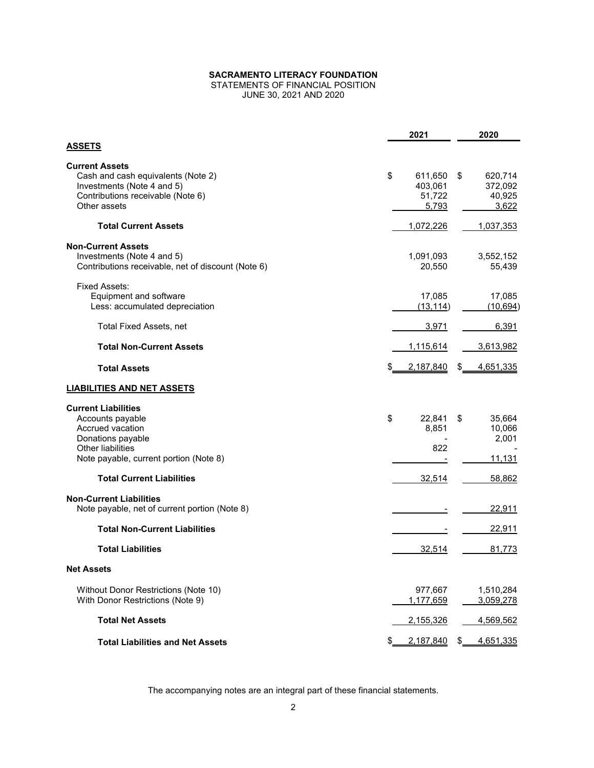**SACRAMENTO LITERACY FOUNDATION**
STATEMENTS OF FINANCIAL POSITION
JUNE 30, 2021 AND 2020

| | 2021 | 2020 |
|---|---|---|
| **ASSETS** | | |
| **Current Assets** | | |
| Cash and cash equivalents (Note 2) | $ 611,650 | $ 620,714 |
| Investments (Note 4 and 5) | 403,061 | 372,092 |
| Contributions receivable (Note 6) | 51,722 | 40,925 |
| Other assets | 5,793 | 3,622 |
| **Total Current Assets** | 1,072,226 | 1,037,353 |
| **Non-Current Assets** | | |
| Investments (Note 4 and 5) | 1,091,093 | 3,552,152 |
| Contributions receivable, net of discount (Note 6) | 20,550 | 55,439 |
| Fixed Assets: | | |
| Equipment and software | 17,085 | 17,085 |
| Less: accumulated depreciation | (13,114) | (10,694) |
| Total Fixed Assets, net | 3,971 | 6,391 |
| **Total Non-Current Assets** | 1,115,614 | 3,613,982 |
| **Total Assets** | $ 2,187,840 | $ 4,651,335 |
| **LIABILITIES AND NET ASSETS** | | |
| **Current Liabilities** | | |
| Accounts payable | $ 22,841 | $ 35,664 |
| Accrued vacation | 8,851 | 10,066 |
| Donations payable | - | 2,001 |
| Other liabilities | 822 | - |
| Note payable, current portion (Note 8) | - | 11,131 |
| **Total Current Liabilities** | 32,514 | 58,862 |
| **Non-Current Liabilities** | | |
| Note payable, net of current portion (Note 8) | - | 22,911 |
| **Total Non-Current Liabilities** | - | 22,911 |
| **Total Liabilities** | 32,514 | 81,773 |
| **Net Assets** | | |
| Without Donor Restrictions (Note 10) | 977,667 | 1,510,284 |
| With Donor Restrictions (Note 9) | 1,177,659 | 3,059,278 |
| **Total Net Assets** | 2,155,326 | 4,569,562 |
| **Total Liabilities and Net Assets** | $ 2,187,840 | $ 4,651,335 |

The accompanying notes are an integral part of these financial statements.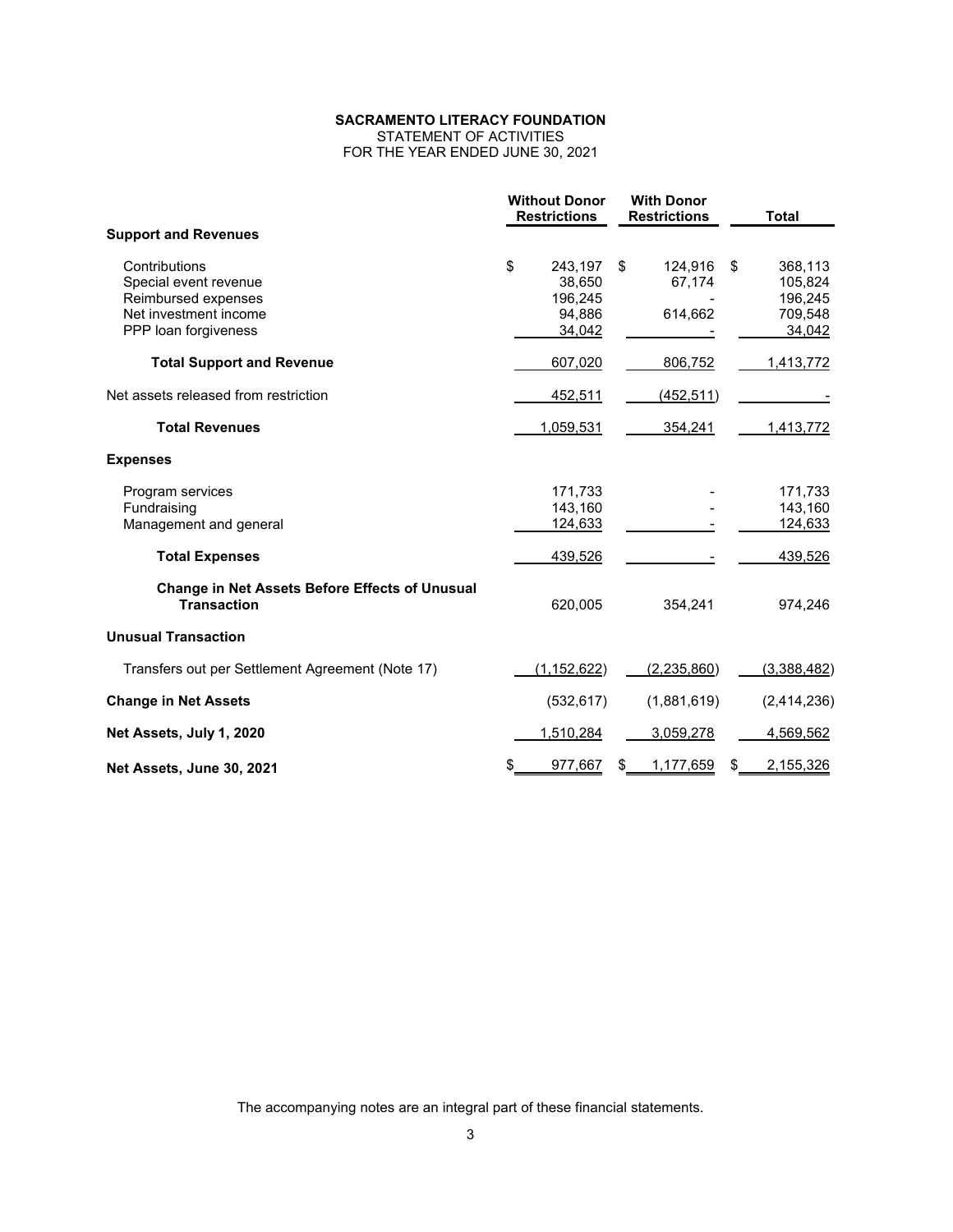**SACRAMENTO LITERACY FOUNDATION**
STATEMENT OF ACTIVITIES
FOR THE YEAR ENDED JUNE 30, 2021

| | Without Donor Restrictions | With Donor Restrictions | Total |
|---|---|---|---|
| **Support and Revenues** | | | |
| Contributions | $ 243,197 | $ 124,916 | $ 368,113 |
| Special event revenue | 38,650 | 67,174 | 105,824 |
| Reimbursed expenses | 196,245 | - | 196,245 |
| Net investment income | 94,886 | 614,662 | 709,548 |
| PPP loan forgiveness | 34,042 | - | 34,042 |
| **Total Support and Revenue** | 607,020 | 806,752 | 1,413,772 |
| Net assets released from restriction | 452,511 | (452,511) | - |
| **Total Revenues** | 1,059,531 | 354,241 | 1,413,772 |
| **Expenses** | | | |
| Program services | 171,733 | - | 171,733 |
| Fundraising | 143,160 | - | 143,160 |
| Management and general | 124,633 | - | 124,633 |
| **Total Expenses** | 439,526 | - | 439,526 |
| **Change in Net Assets Before Effects of Unusual Transaction** | 620,005 | 354,241 | 974,246 |
| **Unusual Transaction** | | | |
| Transfers out per Settlement Agreement (Note 17) | (1,152,622) | (2,235,860) | (3,388,482) |
| **Change in Net Assets** | (532,617) | (1,881,619) | (2,414,236) |
| **Net Assets, July 1, 2020** | 1,510,284 | 3,059,278 | 4,569,562 |
| **Net Assets, June 30, 2021** | $ 977,667 | $ 1,177,659 | $ 2,155,326 |

The accompanying notes are an integral part of these financial statements.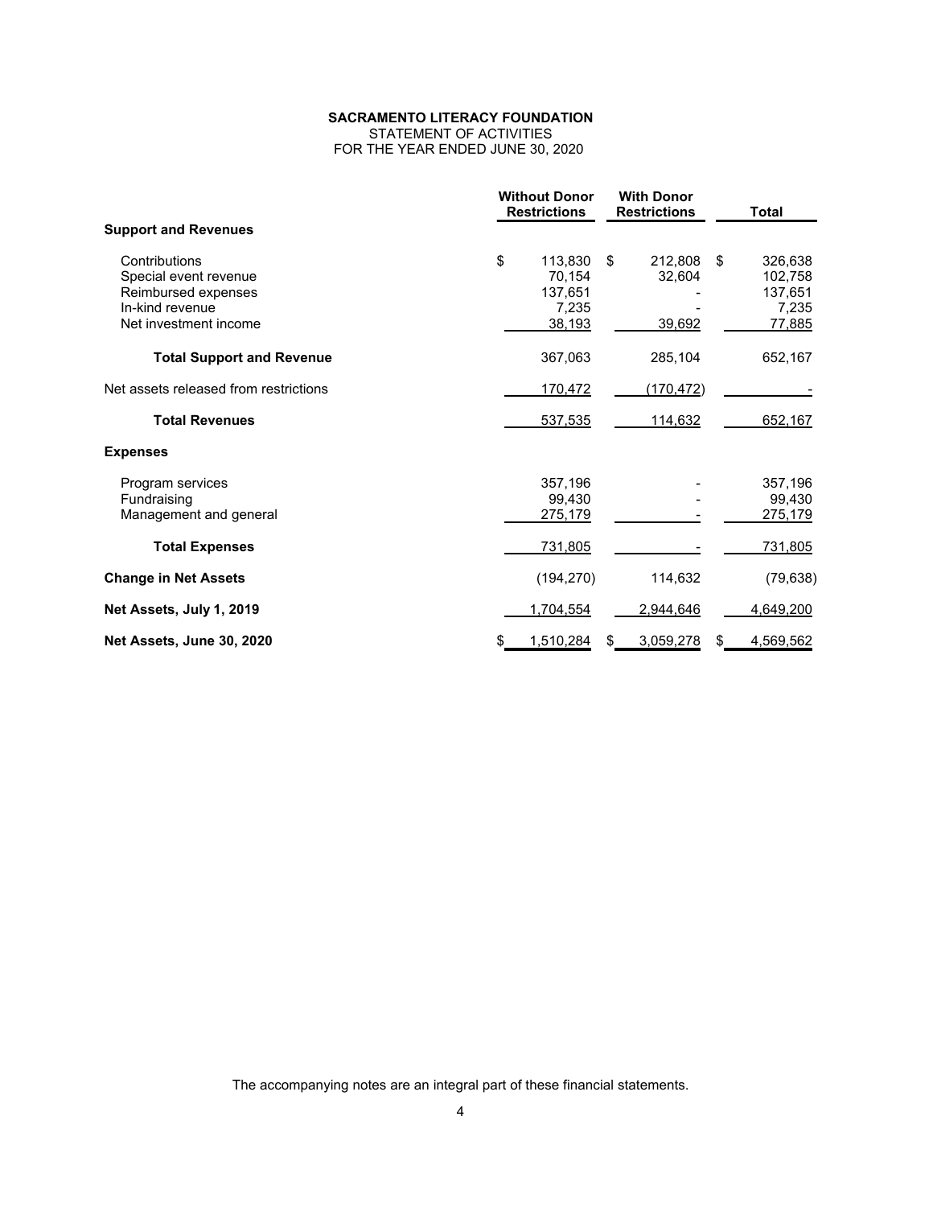**SACRAMENTO LITERACY FOUNDATION**
STATEMENT OF ACTIVITIES
FOR THE YEAR ENDED JUNE 30, 2020

| | Without Donor Restrictions | With Donor Restrictions | Total |
|---|---|---|---|
| **Support and Revenues** | | | |
| Contributions | $ 113,830 | $ 212,808 | $ 326,638 |
| Special event revenue | 70,154 | 32,604 | 102,758 |
| Reimbursed expenses | 137,651 | - | 137,651 |
| In-kind revenue | 7,235 | - | 7,235 |
| Net investment income | 38,193 | 39,692 | 77,885 |
| **Total Support and Revenue** | 367,063 | 285,104 | 652,167 |
| Net assets released from restrictions | 170,472 | (170,472) | - |
| **Total Revenues** | 537,535 | 114,632 | 652,167 |
| **Expenses** | | | |
| Program services | 357,196 | - | 357,196 |
| Fundraising | 99,430 | - | 99,430 |
| Management and general | 275,179 | - | 275,179 |
| **Total Expenses** | 731,805 | - | 731,805 |
| **Change in Net Assets** | (194,270) | 114,632 | (79,638) |
| **Net Assets, July 1, 2019** | 1,704,554 | 2,944,646 | 4,649,200 |
| **Net Assets, June 30, 2020** | $ 1,510,284 | $ 3,059,278 | $ 4,569,562 |

The accompanying notes are an integral part of these financial statements.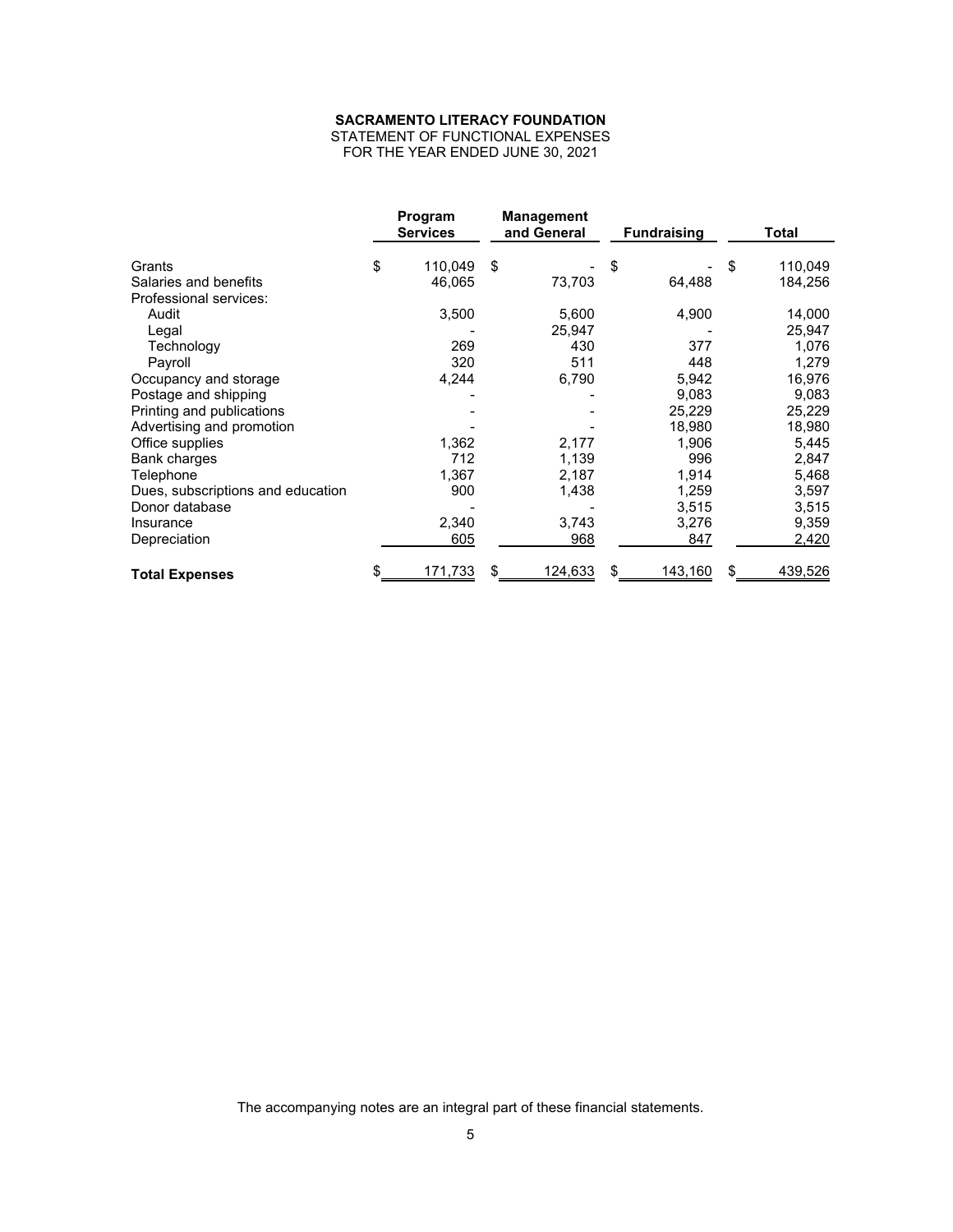**SACRAMENTO LITERACY FOUNDATION**
STATEMENT OF FUNCTIONAL EXPENSES
FOR THE YEAR ENDED JUNE 30, 2021

| | Program Services | Management and General | Fundraising | Total |
|---|---|---|---|---|
| Grants | $ 110,049 | $ - | $ - | $ 110,049 |
| Salaries and benefits | 46,065 | 73,703 | 64,488 | 184,256 |
| Professional services: | | | | |
| Audit | 3,500 | 5,600 | 4,900 | 14,000 |
| Legal | - | 25,947 | - | 25,947 |
| Technology | 269 | 430 | 377 | 1,076 |
| Payroll | 320 | 511 | 448 | 1,279 |
| Occupancy and storage | 4,244 | 6,790 | 5,942 | 16,976 |
| Postage and shipping | - | - | 9,083 | 9,083 |
| Printing and publications | - | - | 25,229 | 25,229 |
| Advertising and promotion | - | - | 18,980 | 18,980 |
| Office supplies | 1,362 | 2,177 | 1,906 | 5,445 |
| Bank charges | 712 | 1,139 | 996 | 2,847 |
| Telephone | 1,367 | 2,187 | 1,914 | 5,468 |
| Dues, subscriptions and education | 900 | 1,438 | 1,259 | 3,597 |
| Donor database | - | - | 3,515 | 3,515 |
| Insurance | 2,340 | 3,743 | 3,276 | 9,359 |
| Depreciation | 605 | 968 | 847 | 2,420 |
| **Total Expenses** | $ 171,733 | $ 124,633 | $ 143,160 | $ 439,526 |

The accompanying notes are an integral part of these financial statements.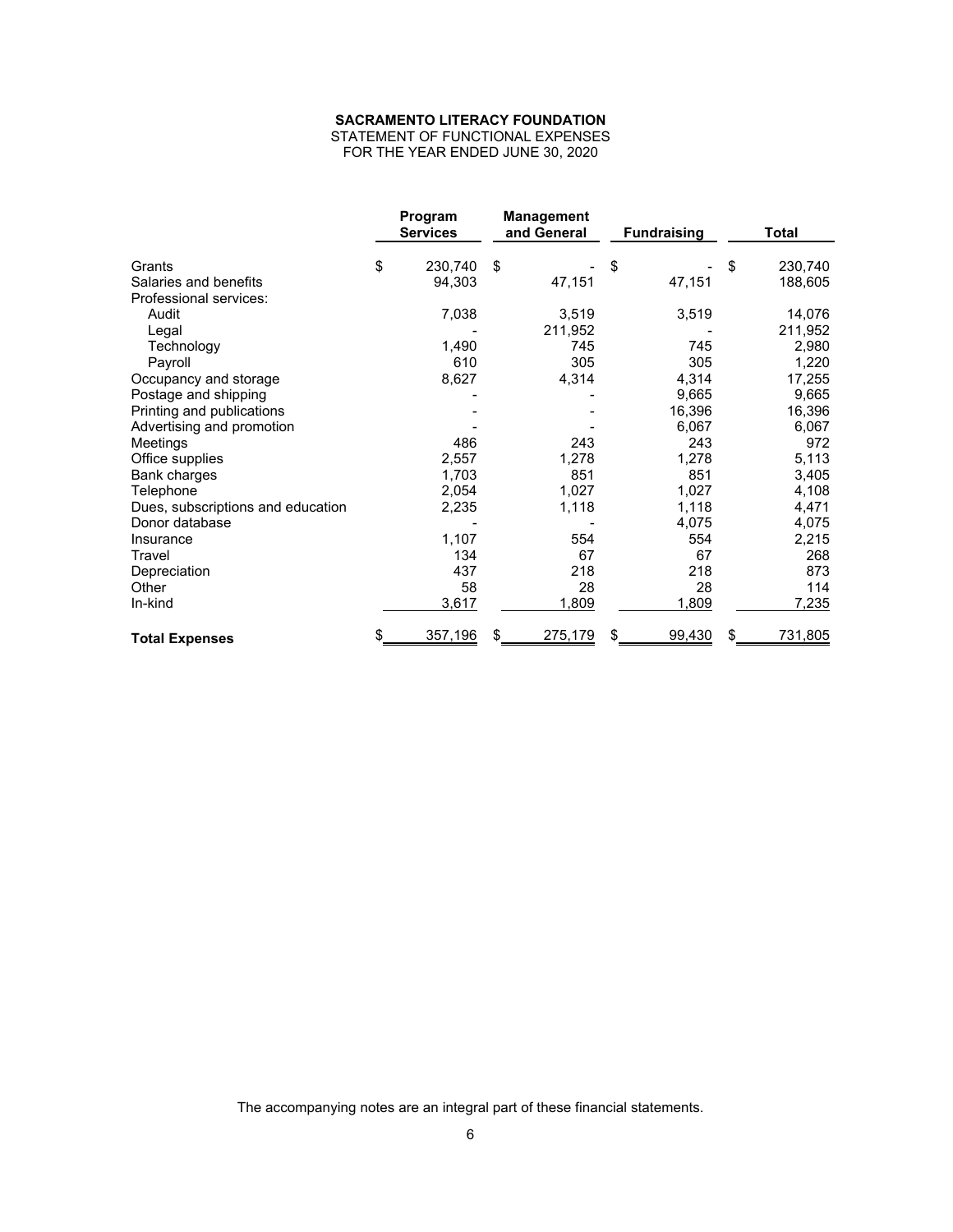**SACRAMENTO LITERACY FOUNDATION**
STATEMENT OF FUNCTIONAL EXPENSES
FOR THE YEAR ENDED JUNE 30, 2020

| | Program Services | Management and General | Fundraising | Total |
|---|---|---|---|---|
| Grants | $ 230,740 | $ - | $ - | $ 230,740 |
| Salaries and benefits | 94,303 | 47,151 | 47,151 | 188,605 |
| Professional services: | | | | |
| Audit | 7,038 | 3,519 | 3,519 | 14,076 |
| Legal | - | 211,952 | - | 211,952 |
| Technology | 1,490 | 745 | 745 | 2,980 |
| Payroll | 610 | 305 | 305 | 1,220 |
| Occupancy and storage | 8,627 | 4,314 | 4,314 | 17,255 |
| Postage and shipping | - | - | 9,665 | 9,665 |
| Printing and publications | - | - | 16,396 | 16,396 |
| Advertising and promotion | - | - | 6,067 | 6,067 |
| Meetings | 486 | 243 | 243 | 972 |
| Office supplies | 2,557 | 1,278 | 1,278 | 5,113 |
| Bank charges | 1,703 | 851 | 851 | 3,405 |
| Telephone | 2,054 | 1,027 | 1,027 | 4,108 |
| Dues, subscriptions and education | 2,235 | 1,118 | 1,118 | 4,471 |
| Donor database | - | - | 4,075 | 4,075 |
| Insurance | 1,107 | 554 | 554 | 2,215 |
| Travel | 134 | 67 | 67 | 268 |
| Depreciation | 437 | 218 | 218 | 873 |
| Other | 58 | 28 | 28 | 114 |
| In-kind | 3,617 | 1,809 | 1,809 | 7,235 |
| **Total Expenses** | $ 357,196 | $ 275,179 | $ 99,430 | $ 731,805 |

The accompanying notes are an integral part of these financial statements.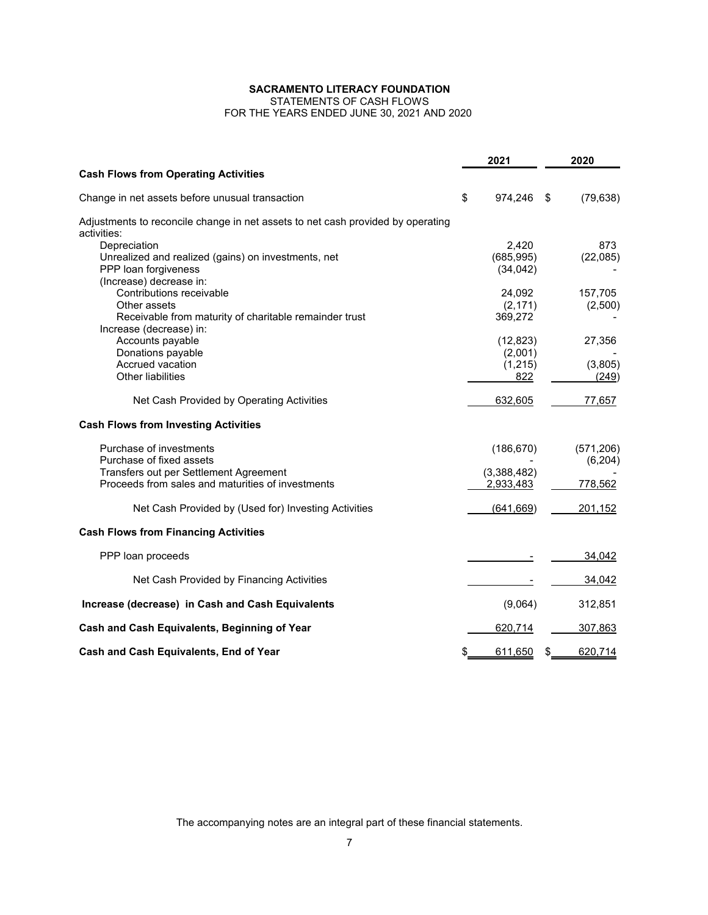**SACRAMENTO LITERACY FOUNDATION**
STATEMENTS OF CASH FLOWS
FOR THE YEARS ENDED JUNE 30, 2021 AND 2020

| | 2021 | 2020 |
|---|---|---|
| **Cash Flows from Operating Activities** | | |
| Change in net assets before unusual transaction | $ 974,246 | $ (79,638) |
| Adjustments to reconcile change in net assets to net cash provided by operating activities: | | |
| Depreciation | 2,420 | 873 |
| Unrealized and realized (gains) on investments, net | (685,995) | (22,085) |
| PPP loan forgiveness | (34,042) | - |
| (Increase) decrease in: | | |
| Contributions receivable | 24,092 | 157,705 |
| Other assets | (2,171) | (2,500) |
| Receivable from maturity of charitable remainder trust | 369,272 | - |
| Increase (decrease) in: | | |
| Accounts payable | (12,823) | 27,356 |
| Donations payable | (2,001) | - |
| Accrued vacation | (1,215) | (3,805) |
| Other liabilities | 822 | (249) |
| Net Cash Provided by Operating Activities | 632,605 | 77,657 |
| **Cash Flows from Investing Activities** | | |
| Purchase of investments | (186,670) | (571,206) |
| Purchase of fixed assets | - | (6,204) |
| Transfers out per Settlement Agreement | (3,388,482) | - |
| Proceeds from sales and maturities of investments | 2,933,483 | 778,562 |
| Net Cash Provided by (Used for) Investing Activities | (641,669) | 201,152 |
| **Cash Flows from Financing Activities** | | |
| PPP loan proceeds | - | 34,042 |
| Net Cash Provided by Financing Activities | - | 34,042 |
| **Increase (decrease) in Cash and Cash Equivalents** | (9,064) | 312,851 |
| **Cash and Cash Equivalents, Beginning of Year** | 620,714 | 307,863 |
| **Cash and Cash Equivalents, End of Year** | $ 611,650 | $ 620,714 |

The accompanying notes are an integral part of these financial statements.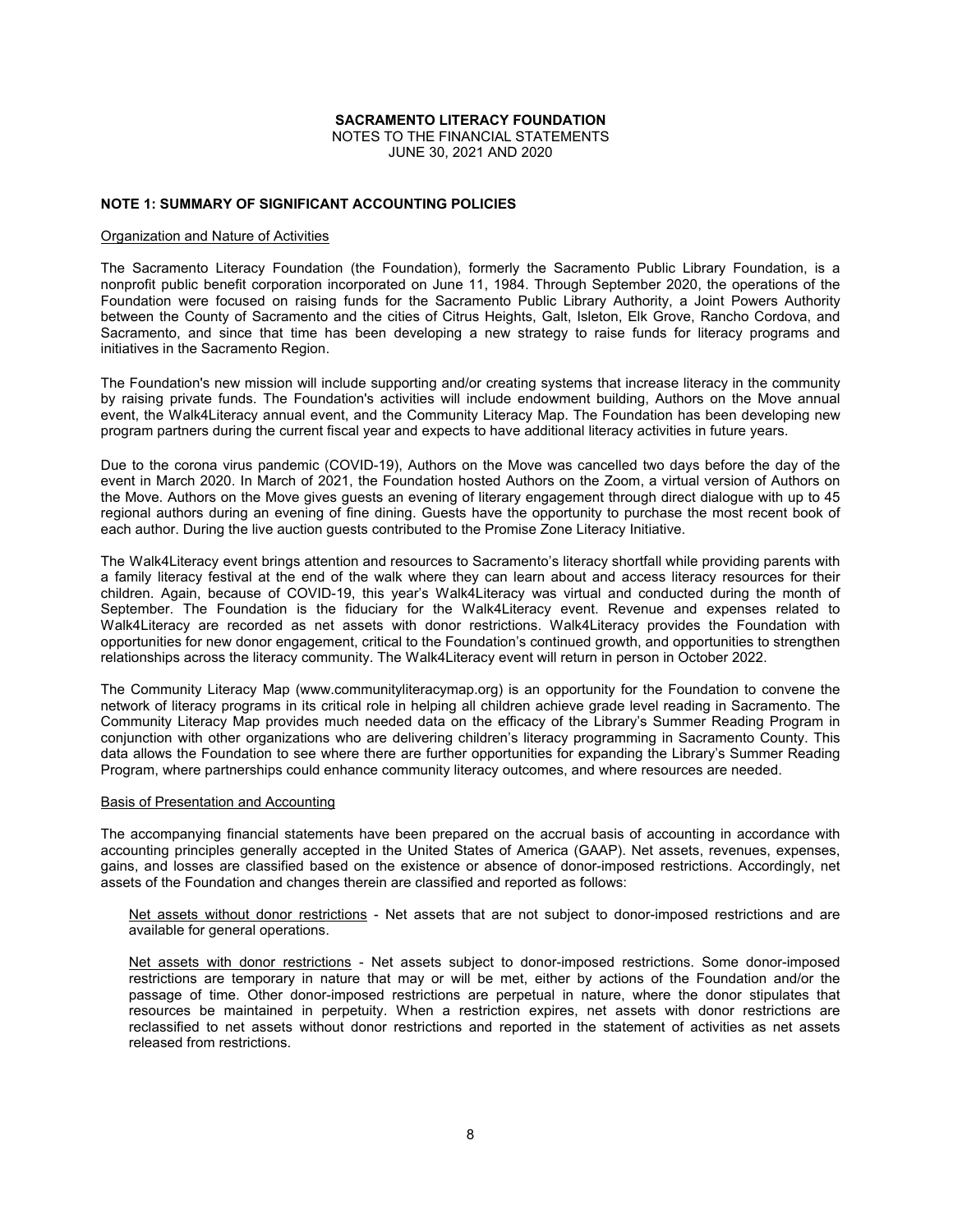**SACRAMENTO LITERACY FOUNDATION**
NOTES TO THE FINANCIAL STATEMENTS
JUNE 30, 2021 AND 2020

## NOTE 1: SUMMARY OF SIGNIFICANT ACCOUNTING POLICIES

### Organization and Nature of Activities

The Sacramento Literacy Foundation (the Foundation), formerly the Sacramento Public Library Foundation, is a nonprofit public benefit corporation incorporated on June 11, 1984. Through September 2020, the operations of the Foundation were focused on raising funds for the Sacramento Public Library Authority, a Joint Powers Authority between the County of Sacramento and the cities of Citrus Heights, Galt, Isleton, Elk Grove, Rancho Cordova, and Sacramento, and since that time has been developing a new strategy to raise funds for literacy programs and initiatives in the Sacramento Region.

The Foundation's new mission will include supporting and/or creating systems that increase literacy in the community by raising private funds. The Foundation's activities will include endowment building, Authors on the Move annual event, the Walk4Literacy annual event, and the Community Literacy Map. The Foundation has been developing new program partners during the current fiscal year and expects to have additional literacy activities in future years.

Due to the corona virus pandemic (COVID-19), Authors on the Move was cancelled two days before the day of the event in March 2020. In March of 2021, the Foundation hosted Authors on the Zoom, a virtual version of Authors on the Move. Authors on the Move gives guests an evening of literary engagement through direct dialogue with up to 45 regional authors during an evening of fine dining. Guests have the opportunity to purchase the most recent book of each author. During the live auction guests contributed to the Promise Zone Literacy Initiative.

The Walk4Literacy event brings attention and resources to Sacramento's literacy shortfall while providing parents with a family literacy festival at the end of the walk where they can learn about and access literacy resources for their children. Again, because of COVID-19, this year's Walk4Literacy was virtual and conducted during the month of September. The Foundation is the fiduciary for the Walk4Literacy event. Revenue and expenses related to Walk4Literacy are recorded as net assets with donor restrictions. Walk4Literacy provides the Foundation with opportunities for new donor engagement, critical to the Foundation's continued growth, and opportunities to strengthen relationships across the literacy community. The Walk4Literacy event will return in person in October 2022.

The Community Literacy Map (www.communityliteracymap.org) is an opportunity for the Foundation to convene the network of literacy programs in its critical role in helping all children achieve grade level reading in Sacramento. The Community Literacy Map provides much needed data on the efficacy of the Library's Summer Reading Program in conjunction with other organizations who are delivering children's literacy programming in Sacramento County. This data allows the Foundation to see where there are further opportunities for expanding the Library's Summer Reading Program, where partnerships could enhance community literacy outcomes, and where resources are needed.

### Basis of Presentation and Accounting

The accompanying financial statements have been prepared on the accrual basis of accounting in accordance with accounting principles generally accepted in the United States of America (GAAP). Net assets, revenues, expenses, gains, and losses are classified based on the existence or absence of donor-imposed restrictions. Accordingly, net assets of the Foundation and changes therein are classified and reported as follows:

Net assets without donor restrictions - Net assets that are not subject to donor-imposed restrictions and are available for general operations.

Net assets with donor restrictions - Net assets subject to donor-imposed restrictions. Some donor-imposed restrictions are temporary in nature that may or will be met, either by actions of the Foundation and/or the passage of time. Other donor-imposed restrictions are perpetual in nature, where the donor stipulates that resources be maintained in perpetuity. When a restriction expires, net assets with donor restrictions are reclassified to net assets without donor restrictions and reported in the statement of activities as net assets released from restrictions.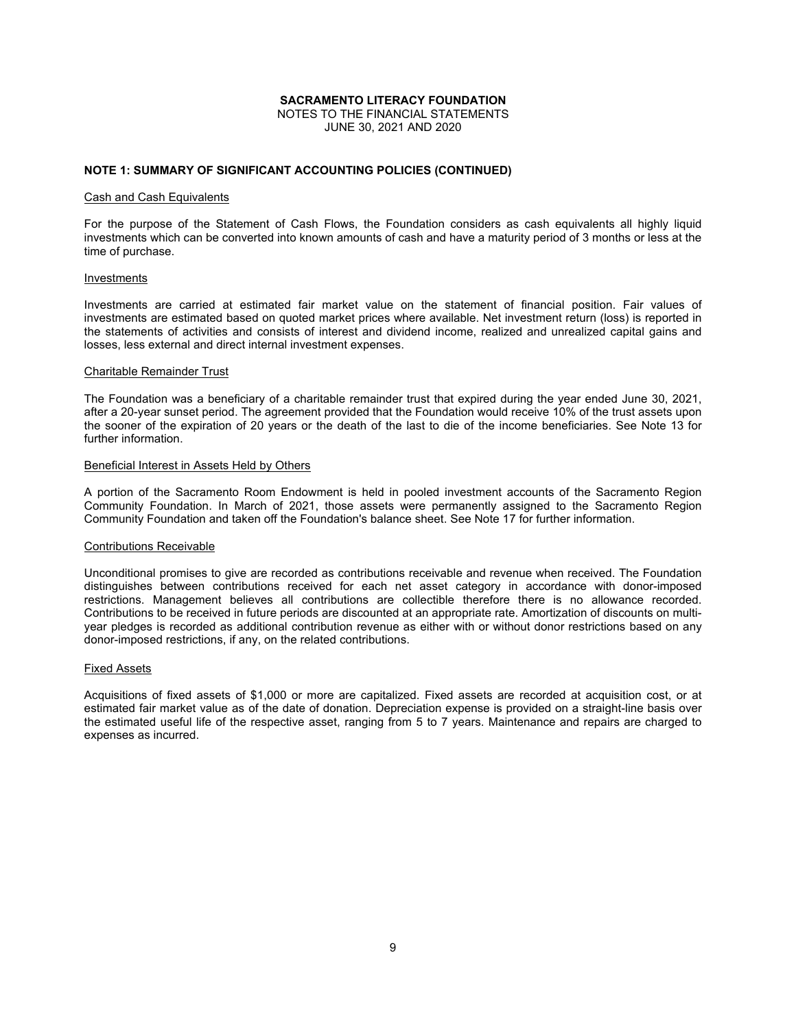**SACRAMENTO LITERACY FOUNDATION**
NOTES TO THE FINANCIAL STATEMENTS
JUNE 30, 2021 AND 2020

**NOTE 1: SUMMARY OF SIGNIFICANT ACCOUNTING POLICIES (CONTINUED)**

Cash and Cash Equivalents

For the purpose of the Statement of Cash Flows, the Foundation considers as cash equivalents all highly liquid investments which can be converted into known amounts of cash and have a maturity period of 3 months or less at the time of purchase.

Investments

Investments are carried at estimated fair market value on the statement of financial position. Fair values of investments are estimated based on quoted market prices where available. Net investment return (loss) is reported in the statements of activities and consists of interest and dividend income, realized and unrealized capital gains and losses, less external and direct internal investment expenses.

Charitable Remainder Trust

The Foundation was a beneficiary of a charitable remainder trust that expired during the year ended June 30, 2021, after a 20-year sunset period. The agreement provided that the Foundation would receive 10% of the trust assets upon the sooner of the expiration of 20 years or the death of the last to die of the income beneficiaries. See Note 13 for further information.

Beneficial Interest in Assets Held by Others

A portion of the Sacramento Room Endowment is held in pooled investment accounts of the Sacramento Region Community Foundation. In March of 2021, those assets were permanently assigned to the Sacramento Region Community Foundation and taken off the Foundation's balance sheet. See Note 17 for further information.

Contributions Receivable

Unconditional promises to give are recorded as contributions receivable and revenue when received. The Foundation distinguishes between contributions received for each net asset category in accordance with donor-imposed restrictions. Management believes all contributions are collectible therefore there is no allowance recorded. Contributions to be received in future periods are discounted at an appropriate rate. Amortization of discounts on multi-year pledges is recorded as additional contribution revenue as either with or without donor restrictions based on any donor-imposed restrictions, if any, on the related contributions.

Fixed Assets

Acquisitions of fixed assets of $1,000 or more are capitalized. Fixed assets are recorded at acquisition cost, or at estimated fair market value as of the date of donation. Depreciation expense is provided on a straight-line basis over the estimated useful life of the respective asset, ranging from 5 to 7 years. Maintenance and repairs are charged to expenses as incurred.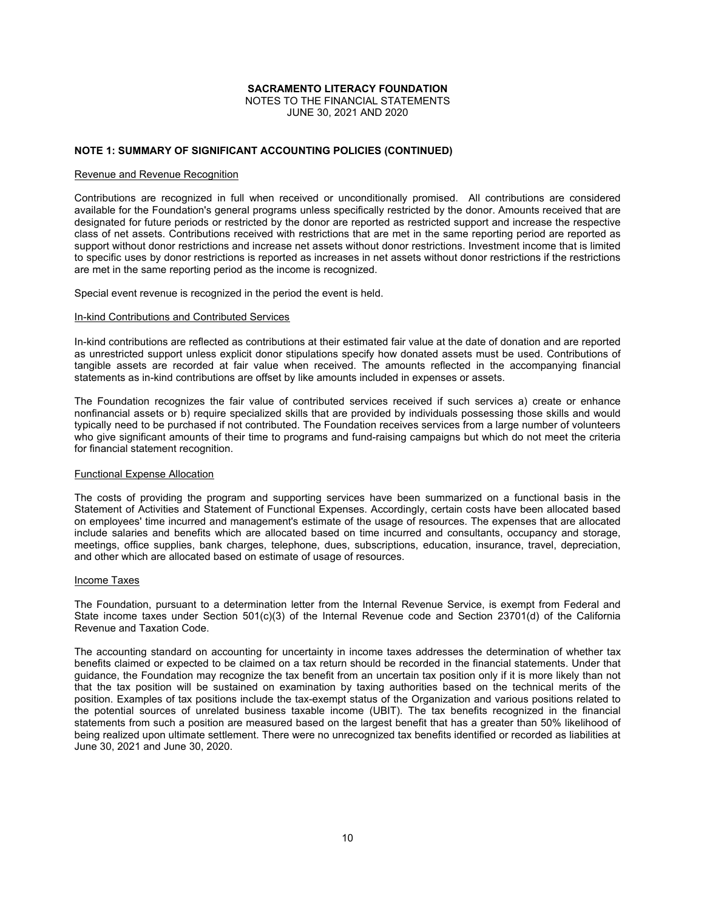**SACRAMENTO LITERACY FOUNDATION**
NOTES TO THE FINANCIAL STATEMENTS
JUNE 30, 2021 AND 2020

## NOTE 1: SUMMARY OF SIGNIFICANT ACCOUNTING POLICIES (CONTINUED)

### Revenue and Revenue Recognition

Contributions are recognized in full when received or unconditionally promised. All contributions are considered available for the Foundation's general programs unless specifically restricted by the donor. Amounts received that are designated for future periods or restricted by the donor are reported as restricted support and increase the respective class of net assets. Contributions received with restrictions that are met in the same reporting period are reported as support without donor restrictions and increase net assets without donor restrictions. Investment income that is limited to specific uses by donor restrictions is reported as increases in net assets without donor restrictions if the restrictions are met in the same reporting period as the income is recognized.

Special event revenue is recognized in the period the event is held.

### In-kind Contributions and Contributed Services

In-kind contributions are reflected as contributions at their estimated fair value at the date of donation and are reported as unrestricted support unless explicit donor stipulations specify how donated assets must be used. Contributions of tangible assets are recorded at fair value when received. The amounts reflected in the accompanying financial statements as in-kind contributions are offset by like amounts included in expenses or assets.

The Foundation recognizes the fair value of contributed services received if such services a) create or enhance nonfinancial assets or b) require specialized skills that are provided by individuals possessing those skills and would typically need to be purchased if not contributed. The Foundation receives services from a large number of volunteers who give significant amounts of their time to programs and fund-raising campaigns but which do not meet the criteria for financial statement recognition.

### Functional Expense Allocation

The costs of providing the program and supporting services have been summarized on a functional basis in the Statement of Activities and Statement of Functional Expenses. Accordingly, certain costs have been allocated based on employees' time incurred and management's estimate of the usage of resources. The expenses that are allocated include salaries and benefits which are allocated based on time incurred and consultants, occupancy and storage, meetings, office supplies, bank charges, telephone, dues, subscriptions, education, insurance, travel, depreciation, and other which are allocated based on estimate of usage of resources.

### Income Taxes

The Foundation, pursuant to a determination letter from the Internal Revenue Service, is exempt from Federal and State income taxes under Section 501(c)(3) of the Internal Revenue code and Section 23701(d) of the California Revenue and Taxation Code.

The accounting standard on accounting for uncertainty in income taxes addresses the determination of whether tax benefits claimed or expected to be claimed on a tax return should be recorded in the financial statements. Under that guidance, the Foundation may recognize the tax benefit from an uncertain tax position only if it is more likely than not that the tax position will be sustained on examination by taxing authorities based on the technical merits of the position. Examples of tax positions include the tax-exempt status of the Organization and various positions related to the potential sources of unrelated business taxable income (UBIT). The tax benefits recognized in the financial statements from such a position are measured based on the largest benefit that has a greater than 50% likelihood of being realized upon ultimate settlement. There were no unrecognized tax benefits identified or recorded as liabilities at June 30, 2021 and June 30, 2020.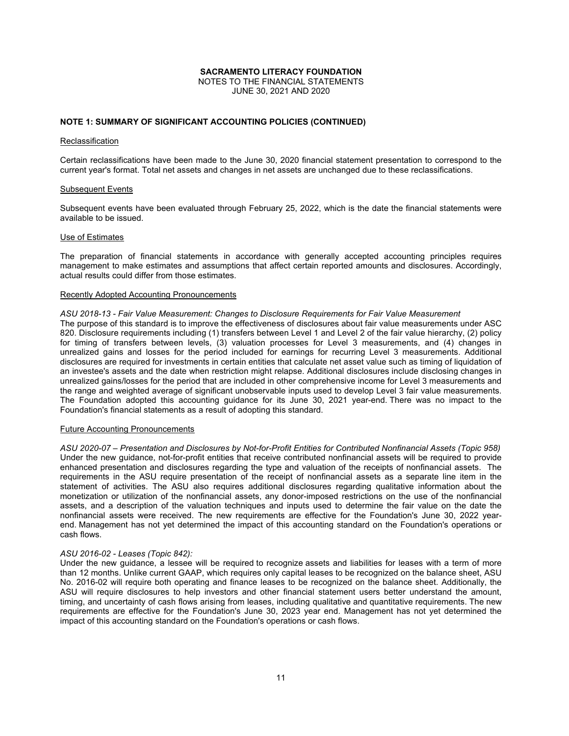**SACRAMENTO LITERACY FOUNDATION**
NOTES TO THE FINANCIAL STATEMENTS
JUNE 30, 2021 AND 2020

## NOTE 1: SUMMARY OF SIGNIFICANT ACCOUNTING POLICIES (CONTINUED)

### Reclassification

Certain reclassifications have been made to the June 30, 2020 financial statement presentation to correspond to the current year's format. Total net assets and changes in net assets are unchanged due to these reclassifications.

### Subsequent Events

Subsequent events have been evaluated through February 25, 2022, which is the date the financial statements were available to be issued.

### Use of Estimates

The preparation of financial statements in accordance with generally accepted accounting principles requires management to make estimates and assumptions that affect certain reported amounts and disclosures. Accordingly, actual results could differ from those estimates.

### Recently Adopted Accounting Pronouncements

*ASU 2018-13 - Fair Value Measurement: Changes to Disclosure Requirements for Fair Value Measurement*
The purpose of this standard is to improve the effectiveness of disclosures about fair value measurements under ASC 820. Disclosure requirements including (1) transfers between Level 1 and Level 2 of the fair value hierarchy, (2) policy for timing of transfers between levels, (3) valuation processes for Level 3 measurements, and (4) changes in unrealized gains and losses for the period included for earnings for recurring Level 3 measurements. Additional disclosures are required for investments in certain entities that calculate net asset value such as timing of liquidation of an investee's assets and the date when restriction might relapse. Additional disclosures include disclosing changes in unrealized gains/losses for the period that are included in other comprehensive income for Level 3 measurements and the range and weighted average of significant unobservable inputs used to develop Level 3 fair value measurements. The Foundation adopted this accounting guidance for its June 30, 2021 year-end. There was no impact to the Foundation's financial statements as a result of adopting this standard.

### Future Accounting Pronouncements

*ASU 2020-07 – Presentation and Disclosures by Not-for-Profit Entities for Contributed Nonfinancial Assets (Topic 958)*
Under the new guidance, not-for-profit entities that receive contributed nonfinancial assets will be required to provide enhanced presentation and disclosures regarding the type and valuation of the receipts of nonfinancial assets. The requirements in the ASU require presentation of the receipt of nonfinancial assets as a separate line item in the statement of activities. The ASU also requires additional disclosures regarding qualitative information about the monetization or utilization of the nonfinancial assets, any donor-imposed restrictions on the use of the nonfinancial assets, and a description of the valuation techniques and inputs used to determine the fair value on the date the nonfinancial assets were received. The new requirements are effective for the Foundation's June 30, 2022 year-end. Management has not yet determined the impact of this accounting standard on the Foundation's operations or cash flows.

*ASU 2016-02 - Leases (Topic 842):*
Under the new guidance, a lessee will be required to recognize assets and liabilities for leases with a term of more than 12 months. Unlike current GAAP, which requires only capital leases to be recognized on the balance sheet, ASU No. 2016-02 will require both operating and finance leases to be recognized on the balance sheet. Additionally, the ASU will require disclosures to help investors and other financial statement users better understand the amount, timing, and uncertainty of cash flows arising from leases, including qualitative and quantitative requirements. The new requirements are effective for the Foundation's June 30, 2023 year end. Management has not yet determined the impact of this accounting standard on the Foundation's operations or cash flows.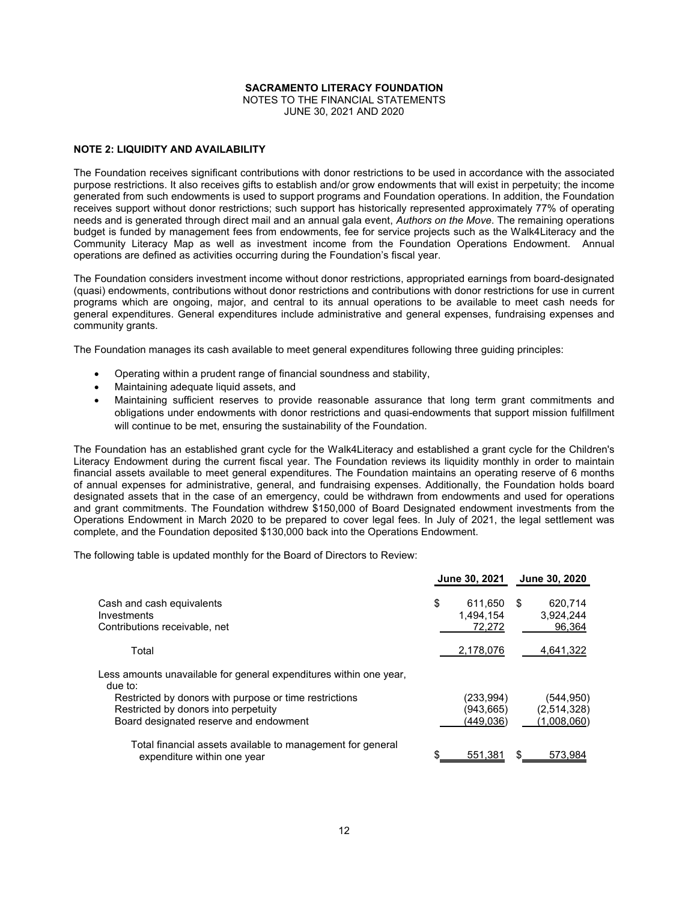**SACRAMENTO LITERACY FOUNDATION**
NOTES TO THE FINANCIAL STATEMENTS
JUNE 30, 2021 AND 2020

## NOTE 2: LIQUIDITY AND AVAILABILITY

The Foundation receives significant contributions with donor restrictions to be used in accordance with the associated purpose restrictions. It also receives gifts to establish and/or grow endowments that will exist in perpetuity; the income generated from such endowments is used to support programs and Foundation operations. In addition, the Foundation receives support without donor restrictions; such support has historically represented approximately 77% of operating needs and is generated through direct mail and an annual gala event, *Authors on the Move*. The remaining operations budget is funded by management fees from endowments, fee for service projects such as the Walk4Literacy and the Community Literacy Map as well as investment income from the Foundation Operations Endowment. Annual operations are defined as activities occurring during the Foundation's fiscal year.

The Foundation considers investment income without donor restrictions, appropriated earnings from board-designated (quasi) endowments, contributions without donor restrictions and contributions with donor restrictions for use in current programs which are ongoing, major, and central to its annual operations to be available to meet cash needs for general expenditures. General expenditures include administrative and general expenses, fundraising expenses and community grants.

The Foundation manages its cash available to meet general expenditures following three guiding principles:

- Operating within a prudent range of financial soundness and stability,
- Maintaining adequate liquid assets, and
- Maintaining sufficient reserves to provide reasonable assurance that long term grant commitments and obligations under endowments with donor restrictions and quasi-endowments that support mission fulfillment will continue to be met, ensuring the sustainability of the Foundation.

The Foundation has an established grant cycle for the Walk4Literacy and established a grant cycle for the Children's Literacy Endowment during the current fiscal year. The Foundation reviews its liquidity monthly in order to maintain financial assets available to meet general expenditures. The Foundation maintains an operating reserve of 6 months of annual expenses for administrative, general, and fundraising expenses. Additionally, the Foundation holds board designated assets that in the case of an emergency, could be withdrawn from endowments and used for operations and grant commitments. The Foundation withdrew $150,000 of Board Designated endowment investments from the Operations Endowment in March 2020 to be prepared to cover legal fees. In July of 2021, the legal settlement was complete, and the Foundation deposited $130,000 back into the Operations Endowment.

The following table is updated monthly for the Board of Directors to Review:

| | June 30, 2021 | June 30, 2020 |
|---|---|---|
| Cash and cash equivalents | $ 611,650 | $ 620,714 |
| Investments | 1,494,154 | 3,924,244 |
| Contributions receivable, net | 72,272 | 96,364 |
| Total | 2,178,076 | 4,641,322 |
| Less amounts unavailable for general expenditures within one year, due to: | | |
| Restricted by donors with purpose or time restrictions | (233,994) | (544,950) |
| Restricted by donors into perpetuity | (943,665) | (2,514,328) |
| Board designated reserve and endowment | (449,036) | (1,008,060) |
| Total financial assets available to management for general expenditure within one year | $ 551,381 | $ 573,984 |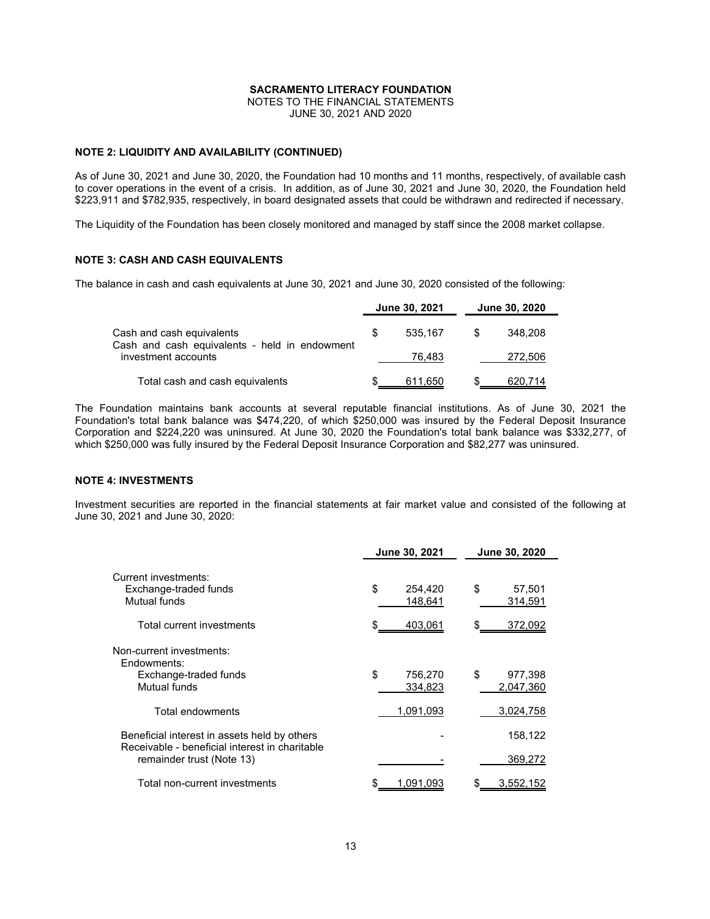**SACRAMENTO LITERACY FOUNDATION**
NOTES TO THE FINANCIAL STATEMENTS
JUNE 30, 2021 AND 2020

### NOTE 2: LIQUIDITY AND AVAILABILITY (CONTINUED)

As of June 30, 2021 and June 30, 2020, the Foundation had 10 months and 11 months, respectively, of available cash to cover operations in the event of a crisis. In addition, as of June 30, 2021 and June 30, 2020, the Foundation held $223,911 and $782,935, respectively, in board designated assets that could be withdrawn and redirected if necessary.

The Liquidity of the Foundation has been closely monitored and managed by staff since the 2008 market collapse.

### NOTE 3: CASH AND CASH EQUIVALENTS

The balance in cash and cash equivalents at June 30, 2021 and June 30, 2020 consisted of the following:

| | June 30, 2021 | June 30, 2020 |
|---|---|---|
| Cash and cash equivalents | $ 535,167 | $ 348,208 |
| Cash and cash equivalents - held in endowment investment accounts | 76,483 | 272,506 |
| Total cash and cash equivalents | $ 611,650 | $ 620,714 |

The Foundation maintains bank accounts at several reputable financial institutions. As of June 30, 2021 the Foundation's total bank balance was $474,220, of which $250,000 was insured by the Federal Deposit Insurance Corporation and $224,220 was uninsured. At June 30, 2020 the Foundation's total bank balance was $332,277, of which $250,000 was fully insured by the Federal Deposit Insurance Corporation and $82,277 was uninsured.

### NOTE 4: INVESTMENTS

Investment securities are reported in the financial statements at fair market value and consisted of the following at June 30, 2021 and June 30, 2020:

| | June 30, 2021 | June 30, 2020 |
|---|---|---|
| Current investments: | | |
| Exchange-traded funds | $ 254,420 | $ 57,501 |
| Mutual funds | 148,641 | 314,591 |
| Total current investments | $ 403,061 | $ 372,092 |
| Non-current investments: | | |
| Endowments: | | |
| Exchange-traded funds | $ 756,270 | $ 977,398 |
| Mutual funds | 334,823 | 2,047,360 |
| Total endowments | 1,091,093 | 3,024,758 |
| Beneficial interest in assets held by others | - | 158,122 |
| Receivable - beneficial interest in charitable remainder trust (Note 13) | - | 369,272 |
| Total non-current investments | $ 1,091,093 | $ 3,552,152 |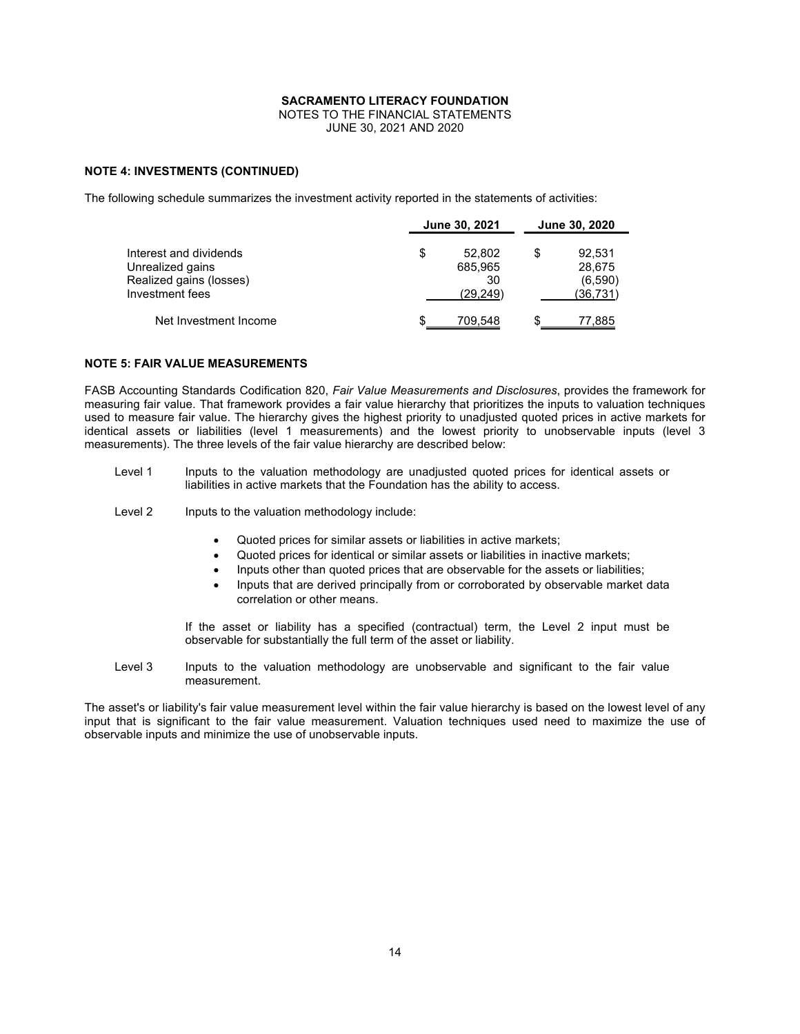**SACRAMENTO LITERACY FOUNDATION**
NOTES TO THE FINANCIAL STATEMENTS
JUNE 30, 2021 AND 2020

**NOTE 4: INVESTMENTS (CONTINUED)**

The following schedule summarizes the investment activity reported in the statements of activities:

| | June 30, 2021 | June 30, 2020 |
|---|---|---|
| Interest and dividends | $ 52,802 | $ 92,531 |
| Unrealized gains | 685,965 | 28,675 |
| Realized gains (losses) | 30 | (6,590) |
| Investment fees | (29,249) | (36,731) |
| Net Investment Income | $ 709,548 | $ 77,885 |

**NOTE 5: FAIR VALUE MEASUREMENTS**

FASB Accounting Standards Codification 820, *Fair Value Measurements and Disclosures*, provides the framework for measuring fair value. That framework provides a fair value hierarchy that prioritizes the inputs to valuation techniques used to measure fair value. The hierarchy gives the highest priority to unadjusted quoted prices in active markets for identical assets or liabilities (level 1 measurements) and the lowest priority to unobservable inputs (level 3 measurements). The three levels of the fair value hierarchy are described below:

Level 1 Inputs to the valuation methodology are unadjusted quoted prices for identical assets or liabilities in active markets that the Foundation has the ability to access.

Level 2 Inputs to the valuation methodology include:

- Quoted prices for similar assets or liabilities in active markets;
- Quoted prices for identical or similar assets or liabilities in inactive markets;
- Inputs other than quoted prices that are observable for the assets or liabilities;
- Inputs that are derived principally from or corroborated by observable market data correlation or other means.

If the asset or liability has a specified (contractual) term, the Level 2 input must be observable for substantially the full term of the asset or liability.

Level 3 Inputs to the valuation methodology are unobservable and significant to the fair value measurement.

The asset's or liability's fair value measurement level within the fair value hierarchy is based on the lowest level of any input that is significant to the fair value measurement. Valuation techniques used need to maximize the use of observable inputs and minimize the use of unobservable inputs.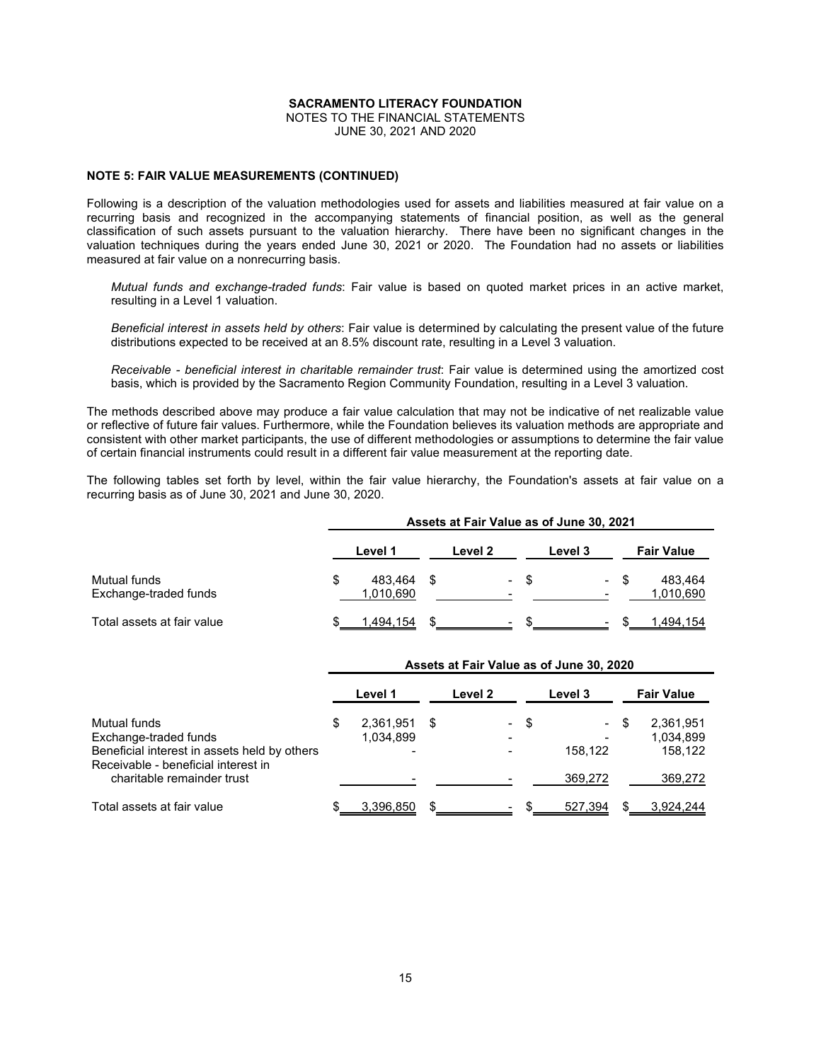**SACRAMENTO LITERACY FOUNDATION**
NOTES TO THE FINANCIAL STATEMENTS
JUNE 30, 2021 AND 2020

**NOTE 5: FAIR VALUE MEASUREMENTS (CONTINUED)**

Following is a description of the valuation methodologies used for assets and liabilities measured at fair value on a recurring basis and recognized in the accompanying statements of financial position, as well as the general classification of such assets pursuant to the valuation hierarchy. There have been no significant changes in the valuation techniques during the years ended June 30, 2021 or 2020. The Foundation had no assets or liabilities measured at fair value on a nonrecurring basis.

*Mutual funds and exchange-traded funds*: Fair value is based on quoted market prices in an active market, resulting in a Level 1 valuation.

*Beneficial interest in assets held by others*: Fair value is determined by calculating the present value of the future distributions expected to be received at an 8.5% discount rate, resulting in a Level 3 valuation.

*Receivable - beneficial interest in charitable remainder trust*: Fair value is determined using the amortized cost basis, which is provided by the Sacramento Region Community Foundation, resulting in a Level 3 valuation.

The methods described above may produce a fair value calculation that may not be indicative of net realizable value or reflective of future fair values. Furthermore, while the Foundation believes its valuation methods are appropriate and consistent with other market participants, the use of different methodologies or assumptions to determine the fair value of certain financial instruments could result in a different fair value measurement at the reporting date.

The following tables set forth by level, within the fair value hierarchy, the Foundation's assets at fair value on a recurring basis as of June 30, 2021 and June 30, 2020.

| | Assets at Fair Value as of June 30, 2021 | | | |
|---|---|---|---|---|
| | Level 1 | Level 2 | Level 3 | Fair Value |
| Mutual funds | $ 483,464 | $ - | $ - | $ 483,464 |
| Exchange-traded funds | 1,010,690 | - | - | 1,010,690 |
| Total assets at fair value | $ 1,494,154 | $ - | $ - | $ 1,494,154 |

| | Assets at Fair Value as of June 30, 2020 | | | |
|---|---|---|---|---|
| | Level 1 | Level 2 | Level 3 | Fair Value |
| Mutual funds | $ 2,361,951 | $ - | $ - | $ 2,361,951 |
| Exchange-traded funds | 1,034,899 | - | - | 1,034,899 |
| Beneficial interest in assets held by others | - | - | 158,122 | 158,122 |
| Receivable - beneficial interest in charitable remainder trust | - | - | 369,272 | 369,272 |
| Total assets at fair value | $ 3,396,850 | $ - | $ 527,394 | $ 3,924,244 |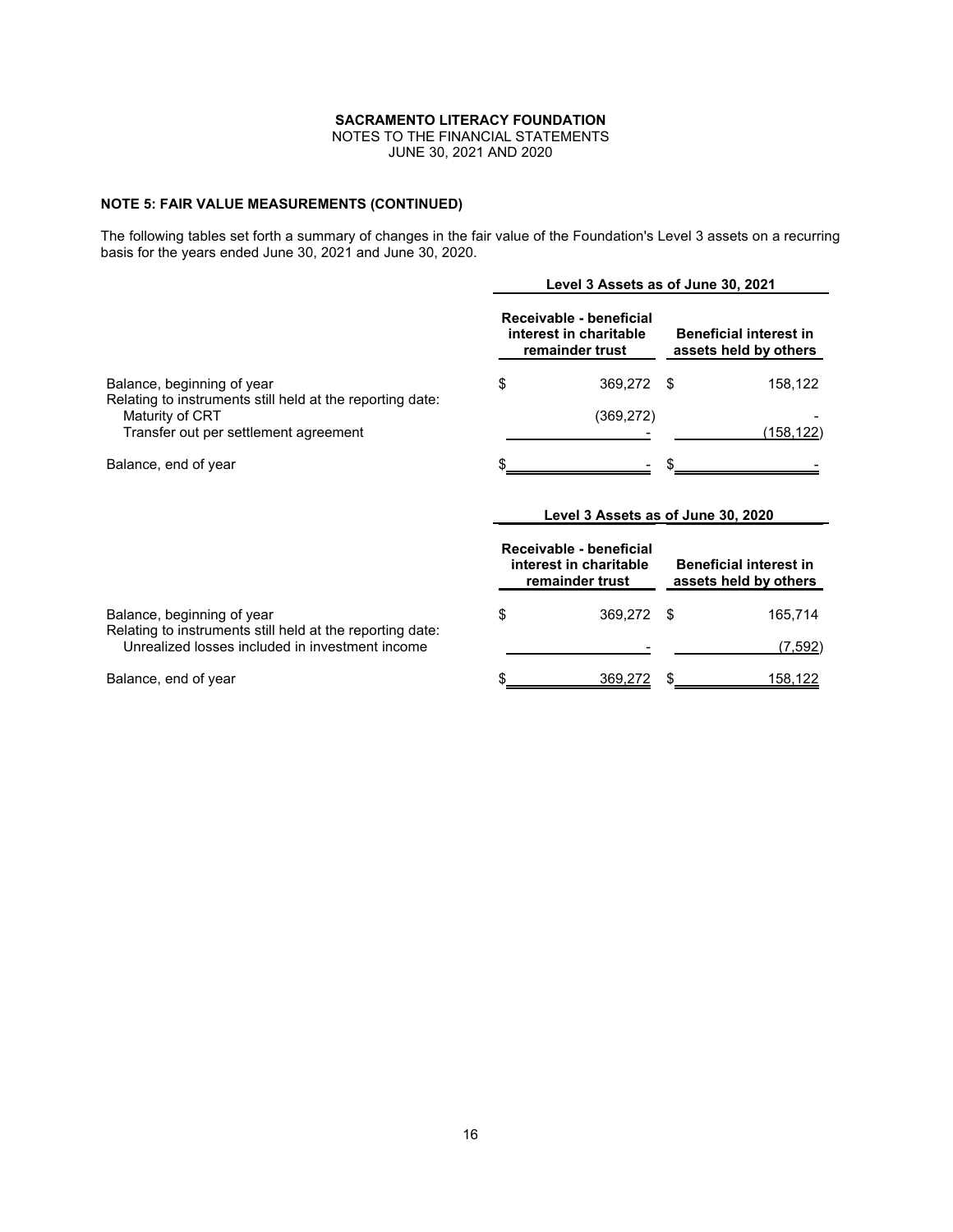**SACRAMENTO LITERACY FOUNDATION**
NOTES TO THE FINANCIAL STATEMENTS
JUNE 30, 2021 AND 2020

**NOTE 5: FAIR VALUE MEASUREMENTS (CONTINUED)**

The following tables set forth a summary of changes in the fair value of the Foundation's Level 3 assets on a recurring basis for the years ended June 30, 2021 and June 30, 2020.

| | **Level 3 Assets as of June 30, 2021** | |
|---|---|---|
| | **Receivable - beneficial interest in charitable remainder trust** | **Beneficial interest in assets held by others** |
| Balance, beginning of year | $ 369,272 | $ 158,122 |
| Relating to instruments still held at the reporting date: | | |
| Maturity of CRT | (369,272) | - |
| Transfer out per settlement agreement | - | (158,122) |
| Balance, end of year | $ - | $ - |

| | **Level 3 Assets as of June 30, 2020** | |
|---|---|---|
| | **Receivable - beneficial interest in charitable remainder trust** | **Beneficial interest in assets held by others** |
| Balance, beginning of year | $ 369,272 | $ 165,714 |
| Relating to instruments still held at the reporting date: | | |
| Unrealized losses included in investment income | - | (7,592) |
| Balance, end of year | $ 369,272 | $ 158,122 |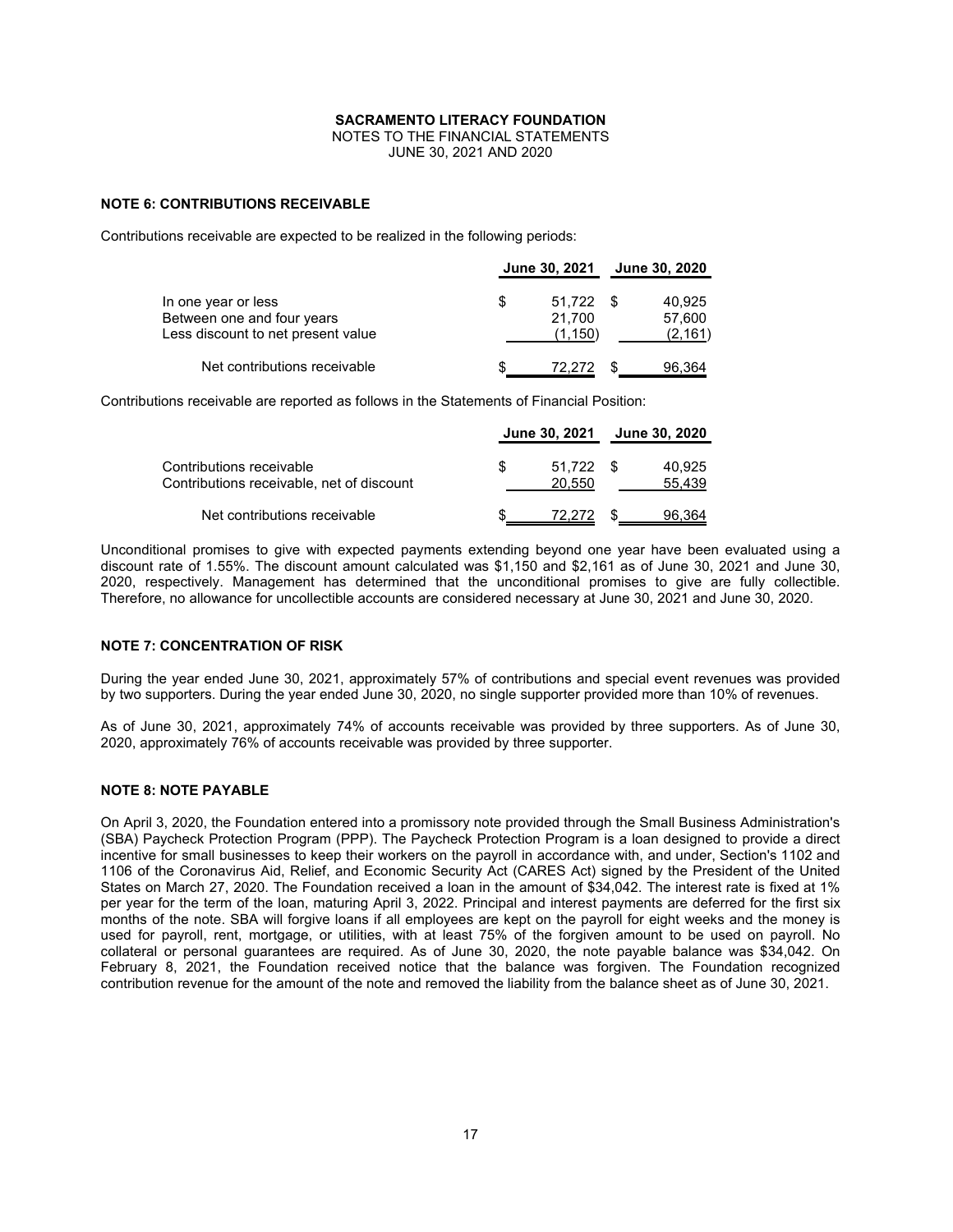**SACRAMENTO LITERACY FOUNDATION**
NOTES TO THE FINANCIAL STATEMENTS
JUNE 30, 2021 AND 2020

## NOTE 6: CONTRIBUTIONS RECEIVABLE

Contributions receivable are expected to be realized in the following periods:

| | June 30, 2021 | June 30, 2020 |
|---|---|---|
| In one year or less | $ 51,722 | $ 40,925 |
| Between one and four years | 21,700 | 57,600 |
| Less discount to net present value | (1,150) | (2,161) |
| Net contributions receivable | $ 72,272 | $ 96,364 |

Contributions receivable are reported as follows in the Statements of Financial Position:

| | June 30, 2021 | June 30, 2020 |
|---|---|---|
| Contributions receivable | $ 51,722 | $ 40,925 |
| Contributions receivable, net of discount | 20,550 | 55,439 |
| Net contributions receivable | $ 72,272 | $ 96,364 |

Unconditional promises to give with expected payments extending beyond one year have been evaluated using a discount rate of 1.55%. The discount amount calculated was $1,150 and $2,161 as of June 30, 2021 and June 30, 2020, respectively. Management has determined that the unconditional promises to give are fully collectible. Therefore, no allowance for uncollectible accounts are considered necessary at June 30, 2021 and June 30, 2020.

## NOTE 7: CONCENTRATION OF RISK

During the year ended June 30, 2021, approximately 57% of contributions and special event revenues was provided by two supporters. During the year ended June 30, 2020, no single supporter provided more than 10% of revenues.

As of June 30, 2021, approximately 74% of accounts receivable was provided by three supporters. As of June 30, 2020, approximately 76% of accounts receivable was provided by three supporter.

## NOTE 8: NOTE PAYABLE

On April 3, 2020, the Foundation entered into a promissory note provided through the Small Business Administration's (SBA) Paycheck Protection Program (PPP). The Paycheck Protection Program is a loan designed to provide a direct incentive for small businesses to keep their workers on the payroll in accordance with, and under, Section's 1102 and 1106 of the Coronavirus Aid, Relief, and Economic Security Act (CARES Act) signed by the President of the United States on March 27, 2020. The Foundation received a loan in the amount of $34,042. The interest rate is fixed at 1% per year for the term of the loan, maturing April 3, 2022. Principal and interest payments are deferred for the first six months of the note. SBA will forgive loans if all employees are kept on the payroll for eight weeks and the money is used for payroll, rent, mortgage, or utilities, with at least 75% of the forgiven amount to be used on payroll. No collateral or personal guarantees are required. As of June 30, 2020, the note payable balance was $34,042. On February 8, 2021, the Foundation received notice that the balance was forgiven. The Foundation recognized contribution revenue for the amount of the note and removed the liability from the balance sheet as of June 30, 2021.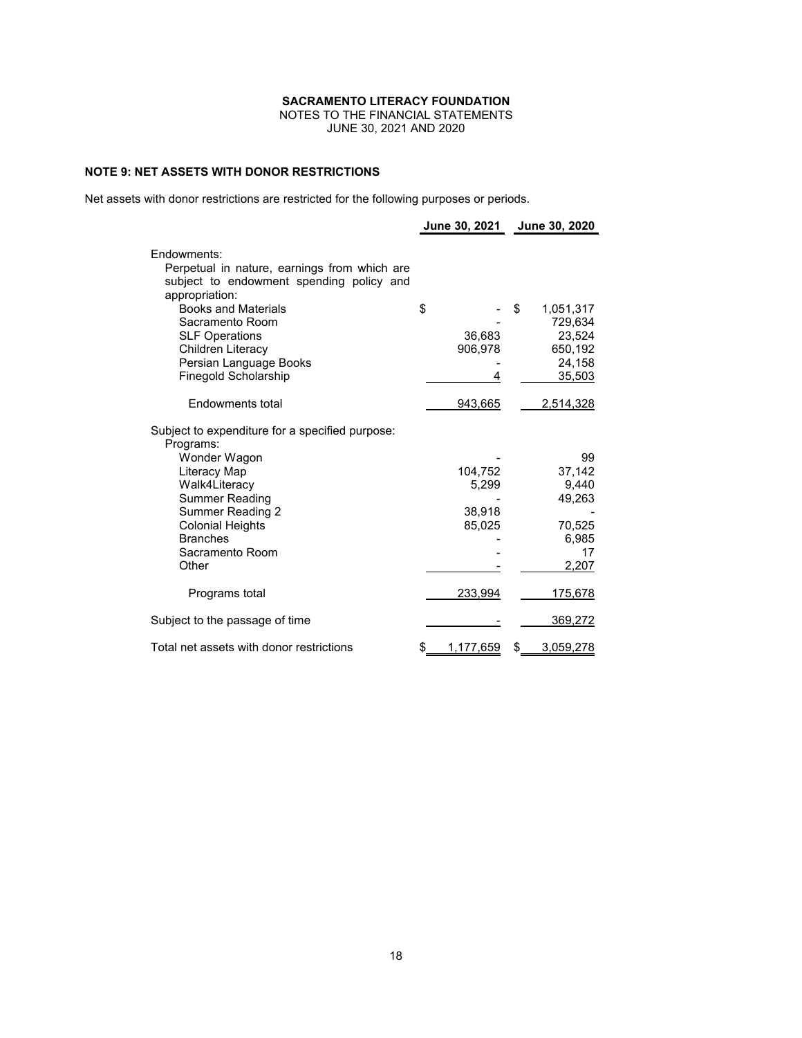**SACRAMENTO LITERACY FOUNDATION**
NOTES TO THE FINANCIAL STATEMENTS
JUNE 30, 2021 AND 2020

## NOTE 9: NET ASSETS WITH DONOR RESTRICTIONS

Net assets with donor restrictions are restricted for the following purposes or periods.

| | June 30, 2021 | June 30, 2020 |
|---|---|---|
| Endowments: | | |
| Perpetual in nature, earnings from which are subject to endowment spending policy and appropriation: | | |
| Books and Materials | $ - | $ 1,051,317 |
| Sacramento Room | - | 729,634 |
| SLF Operations | 36,683 | 23,524 |
| Children Literacy | 906,978 | 650,192 |
| Persian Language Books | - | 24,158 |
| Finegold Scholarship | 4 | 35,503 |
| Endowments total | 943,665 | 2,514,328 |
| Subject to expenditure for a specified purpose: | | |
| Programs: | | |
| Wonder Wagon | - | 99 |
| Literacy Map | 104,752 | 37,142 |
| Walk4Literacy | 5,299 | 9,440 |
| Summer Reading | - | 49,263 |
| Summer Reading 2 | 38,918 | - |
| Colonial Heights | 85,025 | 70,525 |
| Branches | - | 6,985 |
| Sacramento Room | - | 17 |
| Other | - | 2,207 |
| Programs total | 233,994 | 175,678 |
| Subject to the passage of time | - | 369,272 |
| Total net assets with donor restrictions | $ 1,177,659 | $ 3,059,278 |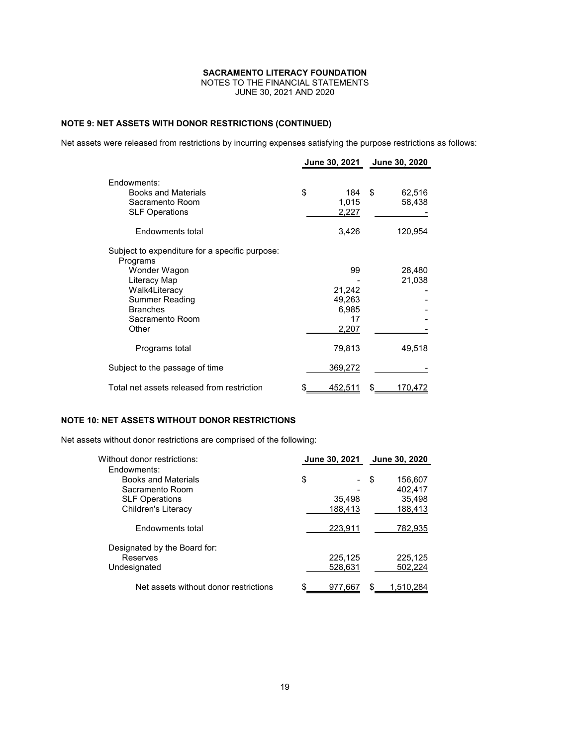**SACRAMENTO LITERACY FOUNDATION**
NOTES TO THE FINANCIAL STATEMENTS
JUNE 30, 2021 AND 2020

### NOTE 9: NET ASSETS WITH DONOR RESTRICTIONS (CONTINUED)

Net assets were released from restrictions by incurring expenses satisfying the purpose restrictions as follows:

| | June 30, 2021 | June 30, 2020 |
|---|---|---|
| Endowments: | | |
| Books and Materials | $ 184 | $ 62,516 |
| Sacramento Room | 1,015 | 58,438 |
| SLF Operations | 2,227 | - |
| Endowments total | 3,426 | 120,954 |
| Subject to expenditure for a specific purpose: | | |
| Programs | | |
| Wonder Wagon | 99 | 28,480 |
| Literacy Map | - | 21,038 |
| Walk4Literacy | 21,242 | - |
| Summer Reading | 49,263 | - |
| Branches | 6,985 | - |
| Sacramento Room | 17 | - |
| Other | 2,207 | - |
| Programs total | 79,813 | 49,518 |
| Subject to the passage of time | 369,272 | - |
| Total net assets released from restriction | $ 452,511 | $ 170,472 |

### NOTE 10: NET ASSETS WITHOUT DONOR RESTRICTIONS

Net assets without donor restrictions are comprised of the following:

| Without donor restrictions: | June 30, 2021 | June 30, 2020 |
|---|---|---|
| Endowments: | | |
| Books and Materials | $ - | $ 156,607 |
| Sacramento Room | - | 402,417 |
| SLF Operations | 35,498 | 35,498 |
| Children's Literacy | 188,413 | 188,413 |
| Endowments total | 223,911 | 782,935 |
| Designated by the Board for: | | |
| Reserves | 225,125 | 225,125 |
| Undesignated | 528,631 | 502,224 |
| Net assets without donor restrictions | $ 977,667 | $ 1,510,284 |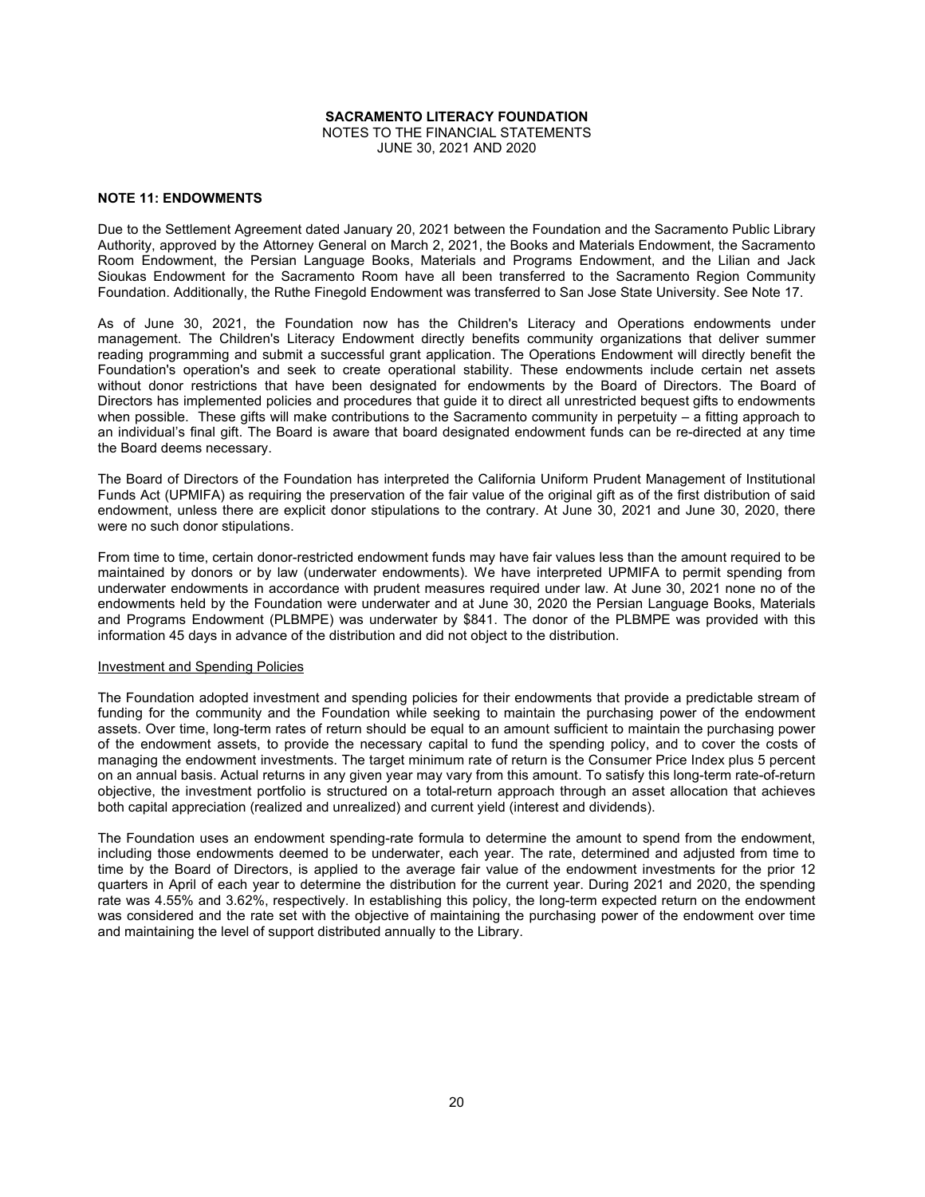**SACRAMENTO LITERACY FOUNDATION**
NOTES TO THE FINANCIAL STATEMENTS
JUNE 30, 2021 AND 2020

**NOTE 11: ENDOWMENTS**

Due to the Settlement Agreement dated January 20, 2021 between the Foundation and the Sacramento Public Library Authority, approved by the Attorney General on March 2, 2021, the Books and Materials Endowment, the Sacramento Room Endowment, the Persian Language Books, Materials and Programs Endowment, and the Lilian and Jack Sioukas Endowment for the Sacramento Room have all been transferred to the Sacramento Region Community Foundation. Additionally, the Ruthe Finegold Endowment was transferred to San Jose State University. See Note 17.

As of June 30, 2021, the Foundation now has the Children's Literacy and Operations endowments under management. The Children's Literacy Endowment directly benefits community organizations that deliver summer reading programming and submit a successful grant application. The Operations Endowment will directly benefit the Foundation's operation's and seek to create operational stability. These endowments include certain net assets without donor restrictions that have been designated for endowments by the Board of Directors. The Board of Directors has implemented policies and procedures that guide it to direct all unrestricted bequest gifts to endowments when possible. These gifts will make contributions to the Sacramento community in perpetuity – a fitting approach to an individual's final gift. The Board is aware that board designated endowment funds can be re-directed at any time the Board deems necessary.

The Board of Directors of the Foundation has interpreted the California Uniform Prudent Management of Institutional Funds Act (UPMIFA) as requiring the preservation of the fair value of the original gift as of the first distribution of said endowment, unless there are explicit donor stipulations to the contrary. At June 30, 2021 and June 30, 2020, there were no such donor stipulations.

From time to time, certain donor-restricted endowment funds may have fair values less than the amount required to be maintained by donors or by law (underwater endowments). We have interpreted UPMIFA to permit spending from underwater endowments in accordance with prudent measures required under law. At June 30, 2021 none no of the endowments held by the Foundation were underwater and at June 30, 2020 the Persian Language Books, Materials and Programs Endowment (PLBMPE) was underwater by $841. The donor of the PLBMPE was provided with this information 45 days in advance of the distribution and did not object to the distribution.

Investment and Spending Policies

The Foundation adopted investment and spending policies for their endowments that provide a predictable stream of funding for the community and the Foundation while seeking to maintain the purchasing power of the endowment assets. Over time, long-term rates of return should be equal to an amount sufficient to maintain the purchasing power of the endowment assets, to provide the necessary capital to fund the spending policy, and to cover the costs of managing the endowment investments. The target minimum rate of return is the Consumer Price Index plus 5 percent on an annual basis. Actual returns in any given year may vary from this amount. To satisfy this long-term rate-of-return objective, the investment portfolio is structured on a total-return approach through an asset allocation that achieves both capital appreciation (realized and unrealized) and current yield (interest and dividends).

The Foundation uses an endowment spending-rate formula to determine the amount to spend from the endowment, including those endowments deemed to be underwater, each year. The rate, determined and adjusted from time to time by the Board of Directors, is applied to the average fair value of the endowment investments for the prior 12 quarters in April of each year to determine the distribution for the current year. During 2021 and 2020, the spending rate was 4.55% and 3.62%, respectively. In establishing this policy, the long-term expected return on the endowment was considered and the rate set with the objective of maintaining the purchasing power of the endowment over time and maintaining the level of support distributed annually to the Library.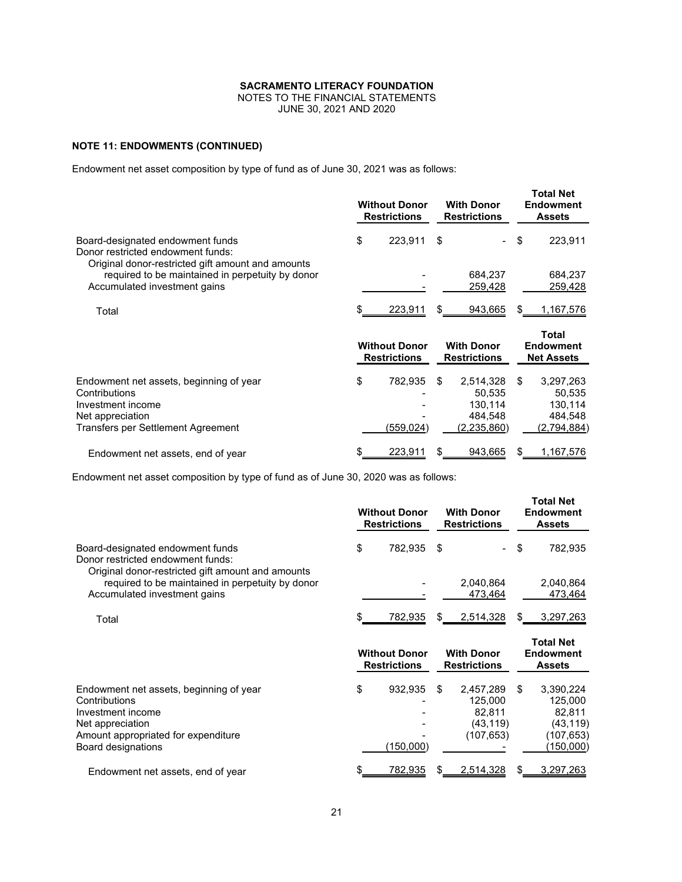**SACRAMENTO LITERACY FOUNDATION**
NOTES TO THE FINANCIAL STATEMENTS
JUNE 30, 2021 AND 2020

**NOTE 11: ENDOWMENTS (CONTINUED)**

Endowment net asset composition by type of fund as of June 30, 2021 was as follows:

| | Without Donor Restrictions | With Donor Restrictions | Total Net Endowment Assets |
|---|---|---|---|
| Board-designated endowment funds | $ 223,911 | $ - | $ 223,911 |
| Donor restricted endowment funds: | | | |
| Original donor-restricted gift amount and amounts required to be maintained in perpetuity by donor | - | 684,237 | 684,237 |
| Accumulated investment gains | - | 259,428 | 259,428 |
| Total | $ 223,911 | $ 943,665 | $ 1,167,576 |

| | Without Donor Restrictions | With Donor Restrictions | Total Endowment Net Assets |
|---|---|---|---|
| Endowment net assets, beginning of year | $ 782,935 | $ 2,514,328 | $ 3,297,263 |
| Contributions | - | 50,535 | 50,535 |
| Investment income | - | 130,114 | 130,114 |
| Net appreciation | - | 484,548 | 484,548 |
| Transfers per Settlement Agreement | (559,024) | (2,235,860) | (2,794,884) |
| Endowment net assets, end of year | $ 223,911 | $ 943,665 | $ 1,167,576 |

Endowment net asset composition by type of fund as of June 30, 2020 was as follows:

| | Without Donor Restrictions | With Donor Restrictions | Total Net Endowment Assets |
|---|---|---|---|
| Board-designated endowment funds | $ 782,935 | $ - | $ 782,935 |
| Donor restricted endowment funds: | | | |
| Original donor-restricted gift amount and amounts required to be maintained in perpetuity by donor | - | 2,040,864 | 2,040,864 |
| Accumulated investment gains | - | 473,464 | 473,464 |
| Total | $ 782,935 | $ 2,514,328 | $ 3,297,263 |

| | Without Donor Restrictions | With Donor Restrictions | Total Net Endowment Assets |
|---|---|---|---|
| Endowment net assets, beginning of year | $ 932,935 | $ 2,457,289 | $ 3,390,224 |
| Contributions | - | 125,000 | 125,000 |
| Investment income | - | 82,811 | 82,811 |
| Net appreciation | - | (43,119) | (43,119) |
| Amount appropriated for expenditure | - | (107,653) | (107,653) |
| Board designations | (150,000) | - | (150,000) |
| Endowment net assets, end of year | $ 782,935 | $ 2,514,328 | $ 3,297,263 |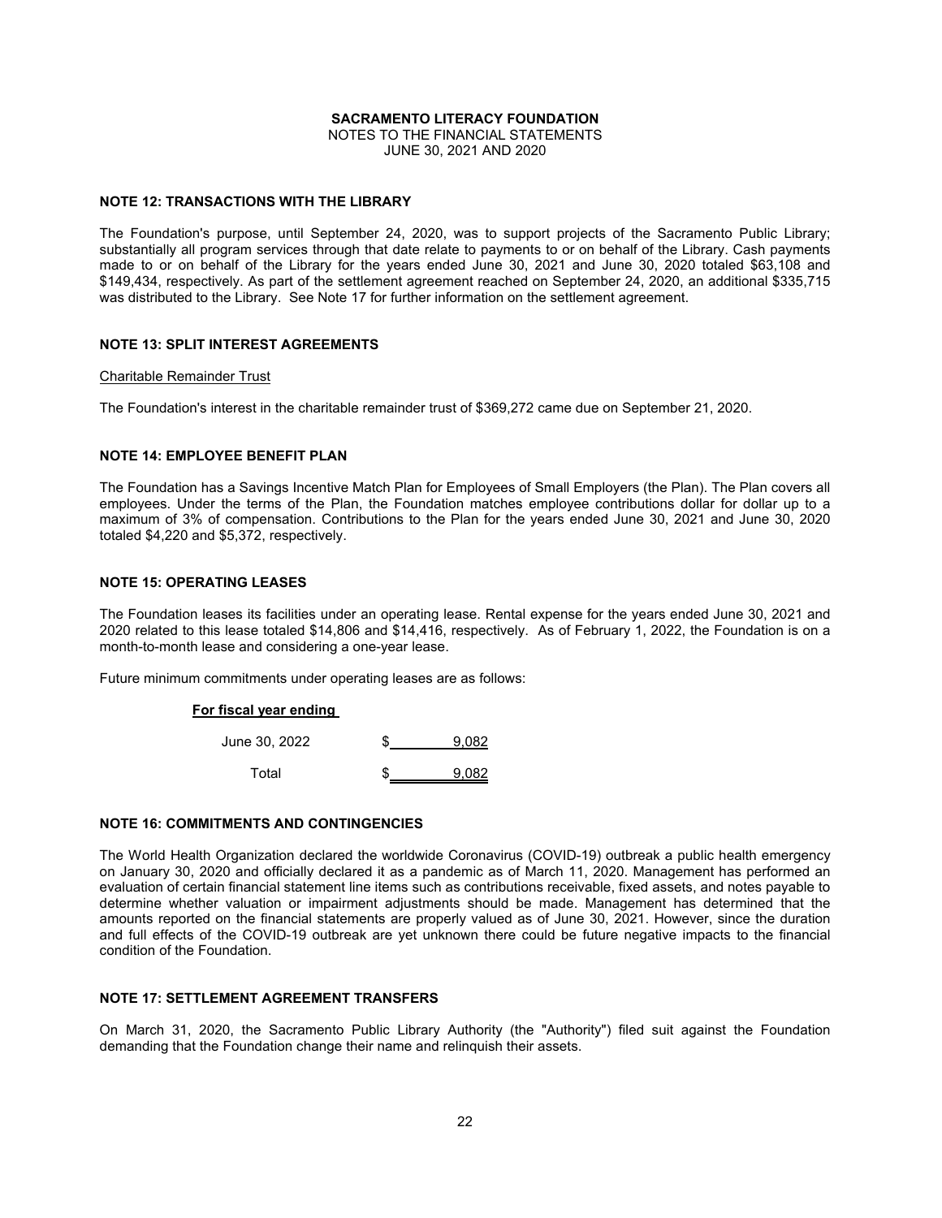**SACRAMENTO LITERACY FOUNDATION**
NOTES TO THE FINANCIAL STATEMENTS
JUNE 30, 2021 AND 2020

### NOTE 12: TRANSACTIONS WITH THE LIBRARY

The Foundation's purpose, until September 24, 2020, was to support projects of the Sacramento Public Library; substantially all program services through that date relate to payments to or on behalf of the Library. Cash payments made to or on behalf of the Library for the years ended June 30, 2021 and June 30, 2020 totaled $63,108 and $149,434, respectively. As part of the settlement agreement reached on September 24, 2020, an additional $335,715 was distributed to the Library. See Note 17 for further information on the settlement agreement.

### NOTE 13: SPLIT INTEREST AGREEMENTS

Charitable Remainder Trust

The Foundation's interest in the charitable remainder trust of $369,272 came due on September 21, 2020.

### NOTE 14: EMPLOYEE BENEFIT PLAN

The Foundation has a Savings Incentive Match Plan for Employees of Small Employers (the Plan). The Plan covers all employees. Under the terms of the Plan, the Foundation matches employee contributions dollar for dollar up to a maximum of 3% of compensation. Contributions to the Plan for the years ended June 30, 2021 and June 30, 2020 totaled $4,220 and $5,372, respectively.

### NOTE 15: OPERATING LEASES

The Foundation leases its facilities under an operating lease. Rental expense for the years ended June 30, 2021 and 2020 related to this lease totaled $14,806 and $14,416, respectively. As of February 1, 2022, the Foundation is on a month-to-month lease and considering a one-year lease.

Future minimum commitments under operating leases are as follows:

| For fiscal year ending | |
|---|---|
| June 30, 2022 | $ 9,082 |
| Total | $ 9,082 |

### NOTE 16: COMMITMENTS AND CONTINGENCIES

The World Health Organization declared the worldwide Coronavirus (COVID-19) outbreak a public health emergency on January 30, 2020 and officially declared it as a pandemic as of March 11, 2020. Management has performed an evaluation of certain financial statement line items such as contributions receivable, fixed assets, and notes payable to determine whether valuation or impairment adjustments should be made. Management has determined that the amounts reported on the financial statements are properly valued as of June 30, 2021. However, since the duration and full effects of the COVID-19 outbreak are yet unknown there could be future negative impacts to the financial condition of the Foundation.

### NOTE 17: SETTLEMENT AGREEMENT TRANSFERS

On March 31, 2020, the Sacramento Public Library Authority (the "Authority") filed suit against the Foundation demanding that the Foundation change their name and relinquish their assets.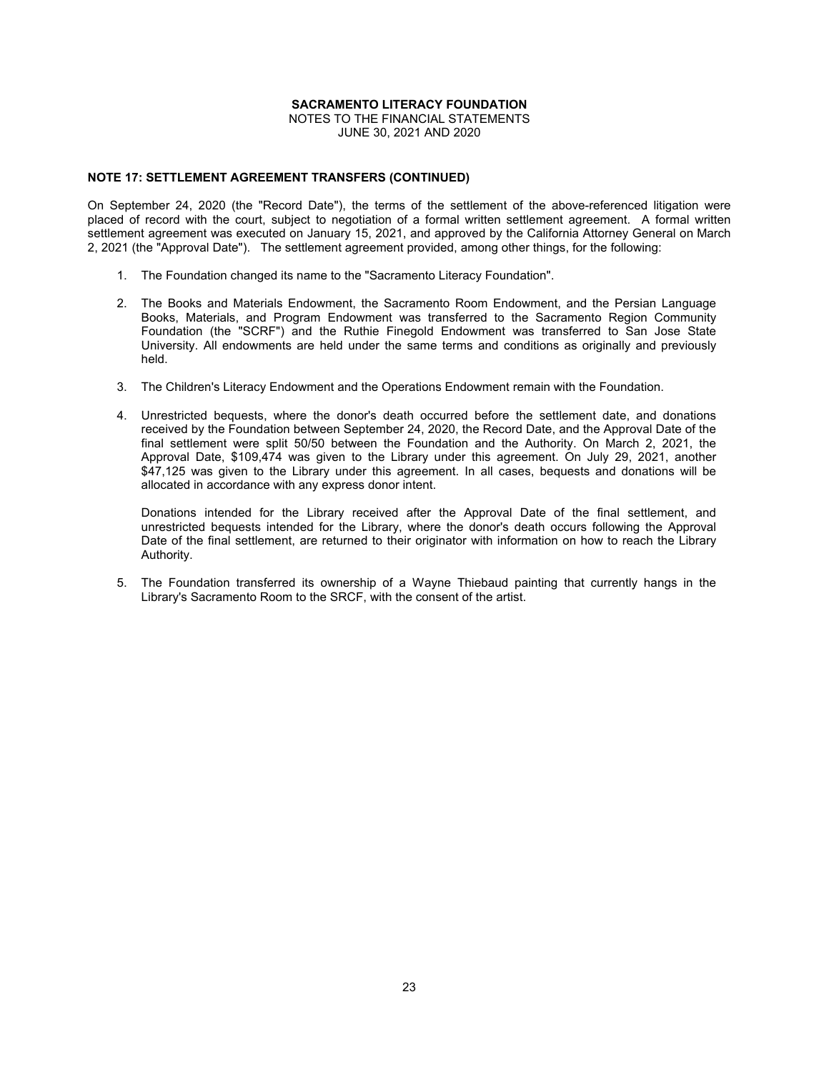**SACRAMENTO LITERACY FOUNDATION**
NOTES TO THE FINANCIAL STATEMENTS
JUNE 30, 2021 AND 2020

**NOTE 17: SETTLEMENT AGREEMENT TRANSFERS (CONTINUED)**

On September 24, 2020 (the "Record Date"), the terms of the settlement of the above-referenced litigation were placed of record with the court, subject to negotiation of a formal written settlement agreement. A formal written settlement agreement was executed on January 15, 2021, and approved by the California Attorney General on March 2, 2021 (the "Approval Date"). The settlement agreement provided, among other things, for the following:

1. The Foundation changed its name to the "Sacramento Literacy Foundation".

2. The Books and Materials Endowment, the Sacramento Room Endowment, and the Persian Language Books, Materials, and Program Endowment was transferred to the Sacramento Region Community Foundation (the "SCRF") and the Ruthie Finegold Endowment was transferred to San Jose State University. All endowments are held under the same terms and conditions as originally and previously held.

3. The Children's Literacy Endowment and the Operations Endowment remain with the Foundation.

4. Unrestricted bequests, where the donor's death occurred before the settlement date, and donations received by the Foundation between September 24, 2020, the Record Date, and the Approval Date of the final settlement were split 50/50 between the Foundation and the Authority. On March 2, 2021, the Approval Date, $109,474 was given to the Library under this agreement. On July 29, 2021, another $47,125 was given to the Library under this agreement. In all cases, bequests and donations will be allocated in accordance with any express donor intent.

   Donations intended for the Library received after the Approval Date of the final settlement, and unrestricted bequests intended for the Library, where the donor's death occurs following the Approval Date of the final settlement, are returned to their originator with information on how to reach the Library Authority.

5. The Foundation transferred its ownership of a Wayne Thiebaud painting that currently hangs in the Library's Sacramento Room to the SRCF, with the consent of the artist.